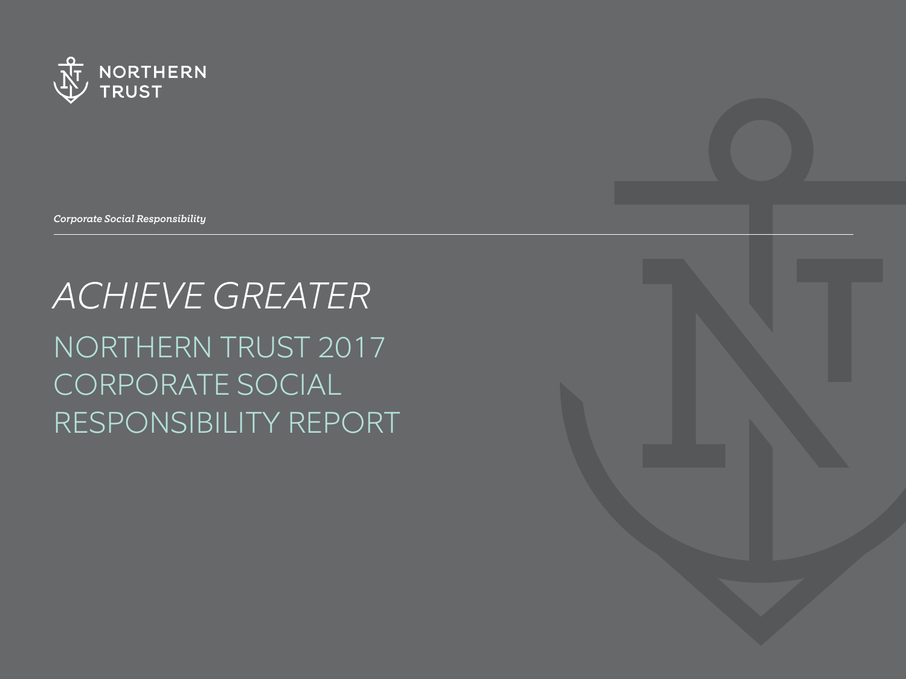NORTHERN TRUST

*Corporate Social Responsibility*

# *ACHIEVE GREATER*

## NORTHERN TRUST 2017 CORPORATE SOCIAL RESPONSIBILITY REPORT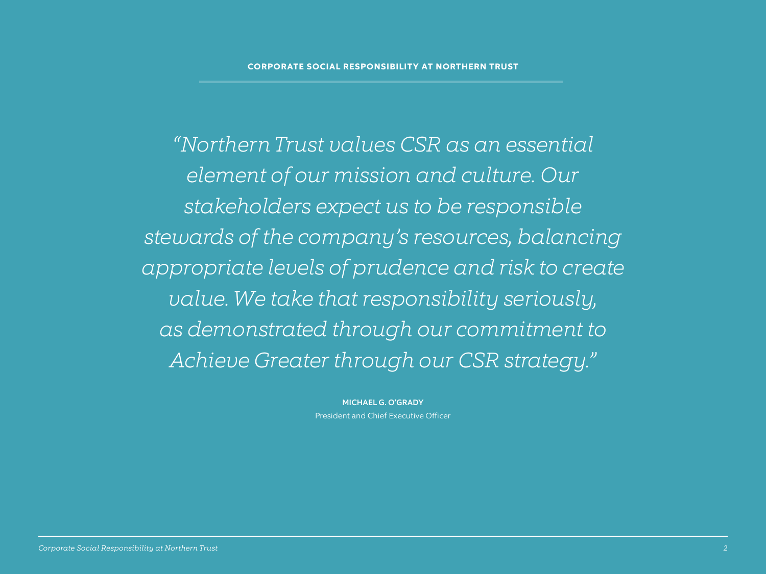*"Northern Trust values CSR as an essential element of our mission and culture. Our stakeholders expect us to be responsible stewards of the company's resources, balancing appropriate levels of prudence and risk to create value. We take that responsibility seriously, as demonstrated through our commitment to Achieve Greater through our CSR strategy."*

**MICHAEL G. O'GRADY**
President and Chief Executive Officer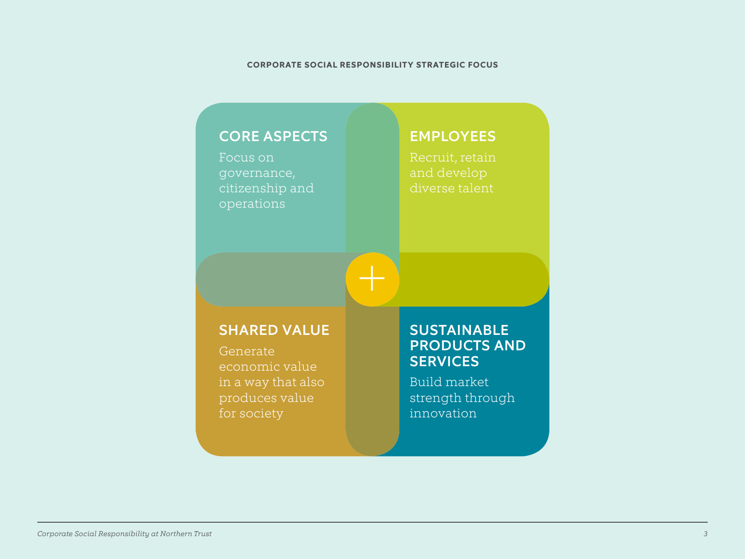CORPORATE SOCIAL RESPONSIBILITY STRATEGIC FOCUS

## CORE ASPECTS

Focus on governance, citizenship and operations

## EMPLOYEES

Recruit, retain and develop diverse talent

## SHARED VALUE

Generate economic value in a way that also produces value for society

## SUSTAINABLE PRODUCTS AND SERVICES

Build market strength through innovation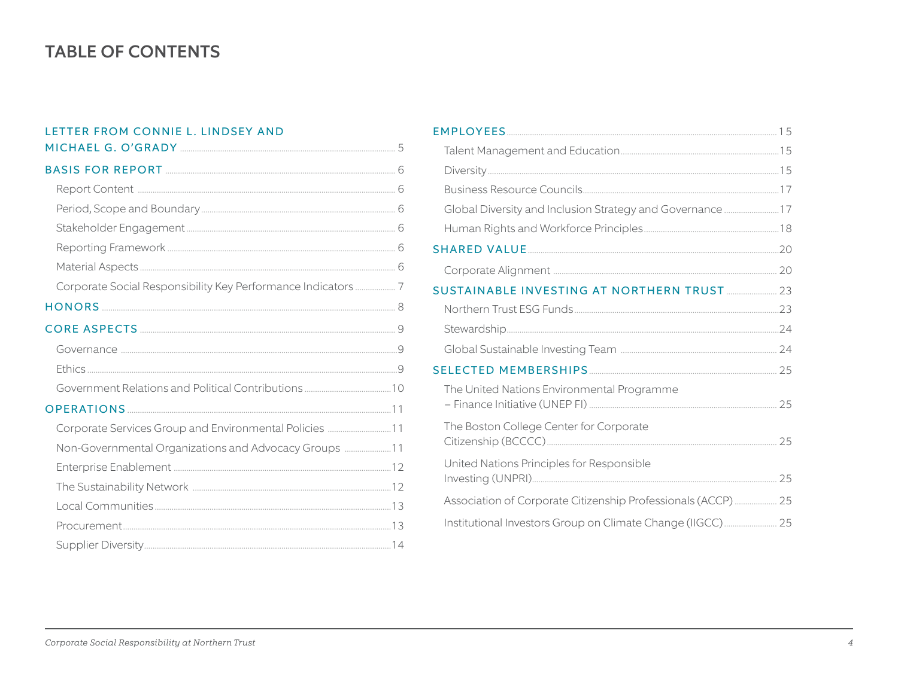# TABLE OF CONTENTS

- LETTER FROM CONNIE L. LINDSEY AND MICHAEL G. O'GRADY ..... 5
- BASIS FOR REPORT ..... 6
  - Report Content ..... 6
  - Period, Scope and Boundary ..... 6
  - Stakeholder Engagement ..... 6
  - Reporting Framework ..... 6
  - Material Aspects ..... 6
  - Corporate Social Responsibility Key Performance Indicators ..... 7
- HONORS ..... 8
- CORE ASPECTS ..... 9
  - Governance ..... 9
  - Ethics ..... 9
  - Government Relations and Political Contributions ..... 10
- OPERATIONS ..... 11
  - Corporate Services Group and Environmental Policies ..... 11
  - Non-Governmental Organizations and Advocacy Groups ..... 11
  - Enterprise Enablement ..... 12
  - The Sustainability Network ..... 12
  - Local Communities ..... 13
  - Procurement ..... 13
  - Supplier Diversity ..... 14
- EMPLOYEES ..... 15
  - Talent Management and Education ..... 15
  - Diversity ..... 15
  - Business Resource Councils ..... 17
  - Global Diversity and Inclusion Strategy and Governance ..... 17
  - Human Rights and Workforce Principles ..... 18
- SHARED VALUE ..... 20
  - Corporate Alignment ..... 20
- SUSTAINABLE INVESTING AT NORTHERN TRUST ..... 23
  - Northern Trust ESG Funds ..... 23
  - Stewardship ..... 24
  - Global Sustainable Investing Team ..... 24
- SELECTED MEMBERSHIPS ..... 25
  - The United Nations Environmental Programme – Finance Initiative (UNEP FI) ..... 25
  - The Boston College Center for Corporate Citizenship (BCCCC) ..... 25
  - United Nations Principles for Responsible Investing (UNPRI) ..... 25
  - Association of Corporate Citizenship Professionals (ACCP) ..... 25
  - Institutional Investors Group on Climate Change (IIGCC) ..... 25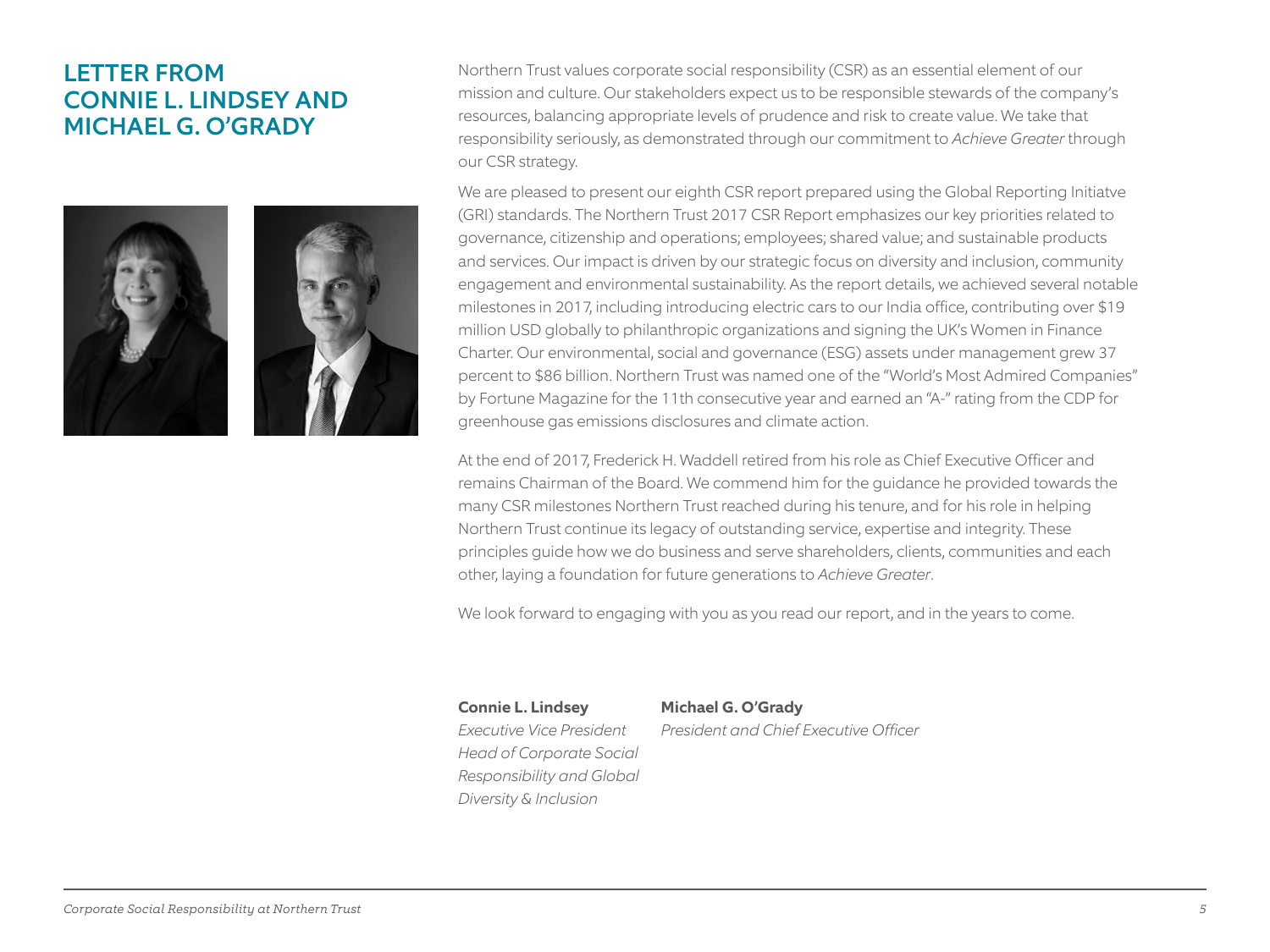# LETTER FROM CONNIE L. LINDSEY AND MICHAEL G. O'GRADY

Northern Trust values corporate social responsibility (CSR) as an essential element of our mission and culture. Our stakeholders expect us to be responsible stewards of the company's resources, balancing appropriate levels of prudence and risk to create value. We take that responsibility seriously, as demonstrated through our commitment to *Achieve Greater* through our CSR strategy.

We are pleased to present our eighth CSR report prepared using the Global Reporting Initiatve (GRI) standards. The Northern Trust 2017 CSR Report emphasizes our key priorities related to governance, citizenship and operations; employees; shared value; and sustainable products and services. Our impact is driven by our strategic focus on diversity and inclusion, community engagement and environmental sustainability. As the report details, we achieved several notable milestones in 2017, including introducing electric cars to our India office, contributing over $19 million USD globally to philanthropic organizations and signing the UK's Women in Finance Charter. Our environmental, social and governance (ESG) assets under management grew 37 percent to $86 billion. Northern Trust was named one of the "World's Most Admired Companies" by Fortune Magazine for the 11th consecutive year and earned an "A-" rating from the CDP for greenhouse gas emissions disclosures and climate action.

At the end of 2017, Frederick H. Waddell retired from his role as Chief Executive Officer and remains Chairman of the Board. We commend him for the guidance he provided towards the many CSR milestones Northern Trust reached during his tenure, and for his role in helping Northern Trust continue its legacy of outstanding service, expertise and integrity. These principles guide how we do business and serve shareholders, clients, communities and each other, laying a foundation for future generations to *Achieve Greater*.

We look forward to engaging with you as you read our report, and in the years to come.

**Connie L. Lindsey**
*Executive Vice President*
*Head of Corporate Social Responsibility and Global Diversity & Inclusion*

**Michael G. O'Grady**
*President and Chief Executive Officer*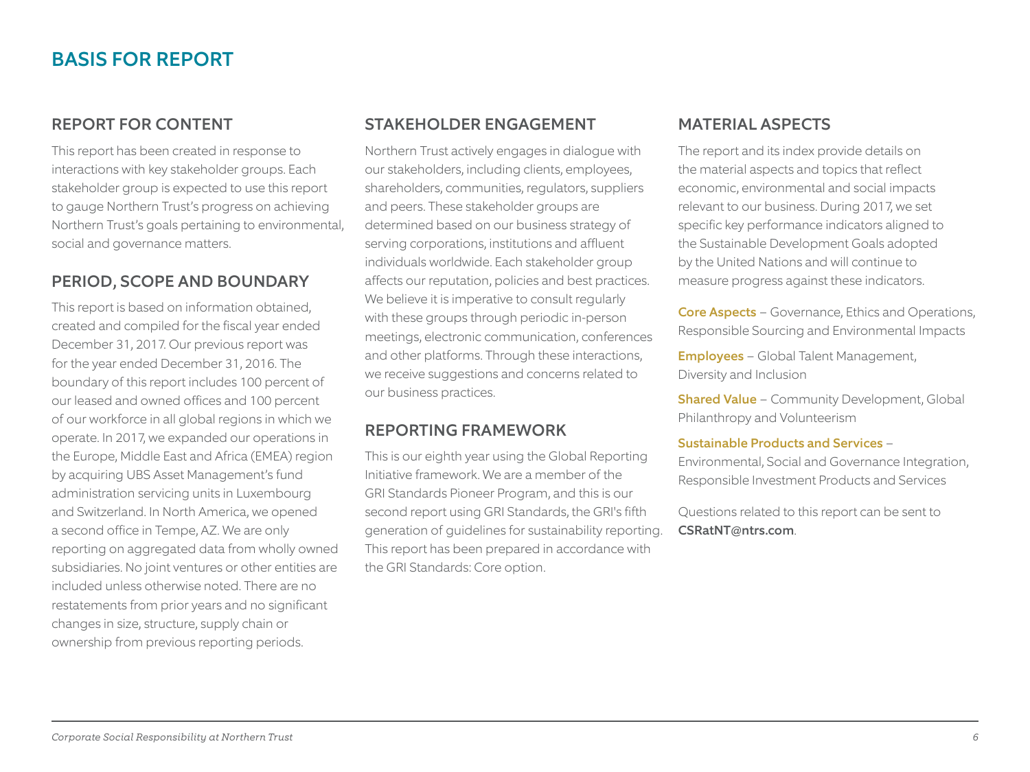# BASIS FOR REPORT

## REPORT FOR CONTENT

This report has been created in response to interactions with key stakeholder groups. Each stakeholder group is expected to use this report to gauge Northern Trust's progress on achieving Northern Trust's goals pertaining to environmental, social and governance matters.

## PERIOD, SCOPE AND BOUNDARY

This report is based on information obtained, created and compiled for the fiscal year ended December 31, 2017. Our previous report was for the year ended December 31, 2016. The boundary of this report includes 100 percent of our leased and owned offices and 100 percent of our workforce in all global regions in which we operate. In 2017, we expanded our operations in the Europe, Middle East and Africa (EMEA) region by acquiring UBS Asset Management's fund administration servicing units in Luxembourg and Switzerland. In North America, we opened a second office in Tempe, AZ. We are only reporting on aggregated data from wholly owned subsidiaries. No joint ventures or other entities are included unless otherwise noted. There are no restatements from prior years and no significant changes in size, structure, supply chain or ownership from previous reporting periods.

## STAKEHOLDER ENGAGEMENT

Northern Trust actively engages in dialogue with our stakeholders, including clients, employees, shareholders, communities, regulators, suppliers and peers. These stakeholder groups are determined based on our business strategy of serving corporations, institutions and affluent individuals worldwide. Each stakeholder group affects our reputation, policies and best practices. We believe it is imperative to consult regularly with these groups through periodic in-person meetings, electronic communication, conferences and other platforms. Through these interactions, we receive suggestions and concerns related to our business practices.

## REPORTING FRAMEWORK

This is our eighth year using the Global Reporting Initiative framework. We are a member of the GRI Standards Pioneer Program, and this is our second report using GRI Standards, the GRI's fifth generation of guidelines for sustainability reporting. This report has been prepared in accordance with the GRI Standards: Core option.

## MATERIAL ASPECTS

The report and its index provide details on the material aspects and topics that reflect economic, environmental and social impacts relevant to our business. During 2017, we set specific key performance indicators aligned to the Sustainable Development Goals adopted by the United Nations and will continue to measure progress against these indicators.

**Core Aspects** – Governance, Ethics and Operations, Responsible Sourcing and Environmental Impacts

**Employees** – Global Talent Management, Diversity and Inclusion

**Shared Value** – Community Development, Global Philanthropy and Volunteerism

**Sustainable Products and Services** – Environmental, Social and Governance Integration, Responsible Investment Products and Services

Questions related to this report can be sent to CSRatNT@ntrs.com.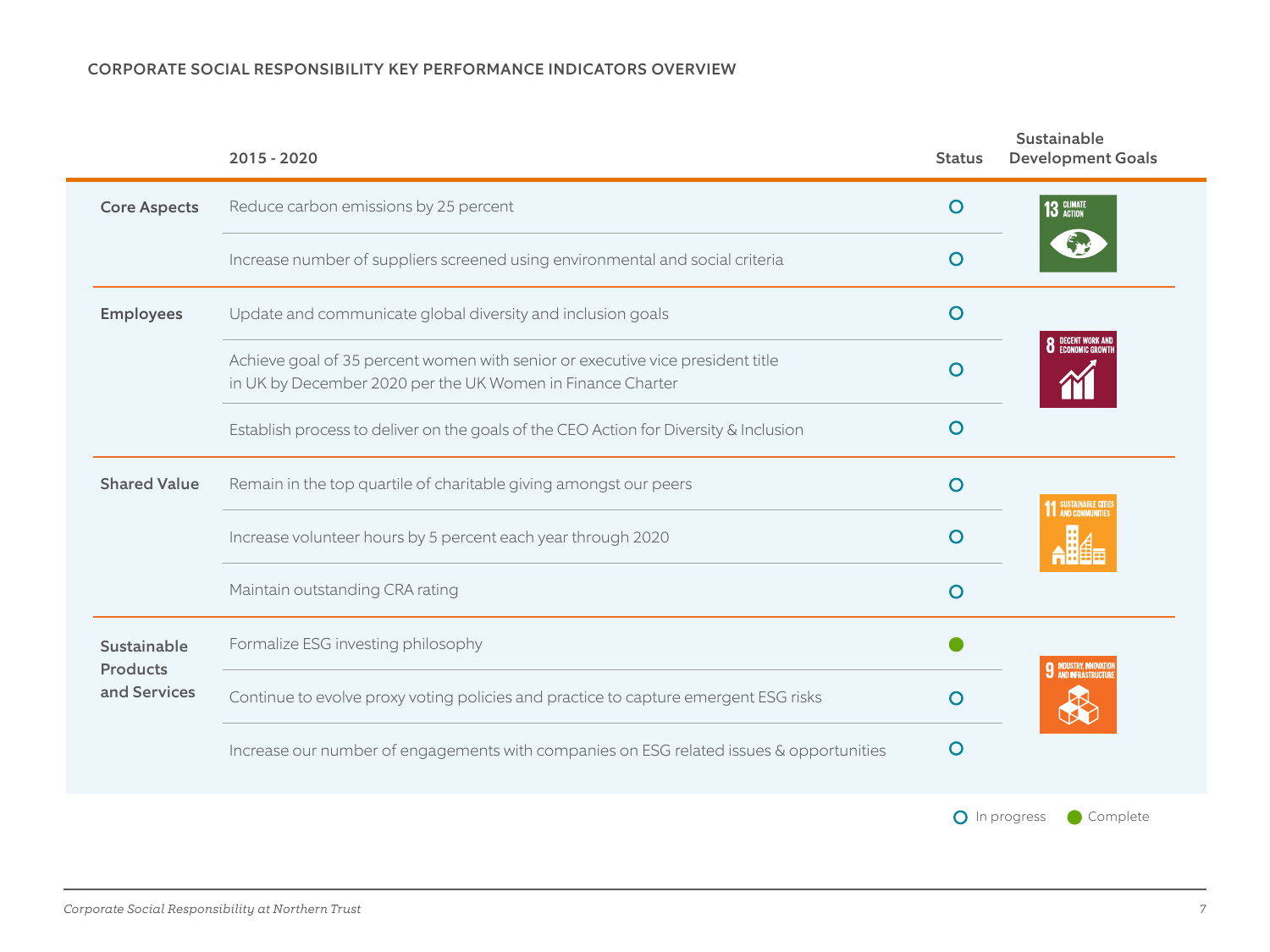## CORPORATE SOCIAL RESPONSIBILITY KEY PERFORMANCE INDICATORS OVERVIEW

| | 2015 - 2020 | Status | Sustainable Development Goals |
|---|---|---|---|
| **Core Aspects** | Reduce carbon emissions by 25 percent | In progress | 13 CLIMATE ACTION |
| | Increase number of suppliers screened using environmental and social criteria | In progress | |
| **Employees** | Update and communicate global diversity and inclusion goals | In progress | 8 DECENT WORK AND ECONOMIC GROWTH |
| | Achieve goal of 35 percent women with senior or executive vice president title in UK by December 2020 per the UK Women in Finance Charter | In progress | |
| | Establish process to deliver on the goals of the CEO Action for Diversity & Inclusion | In progress | |
| **Shared Value** | Remain in the top quartile of charitable giving amongst our peers | In progress | 11 SUSTAINABLE CITIES AND COMMUNITIES |
| | Increase volunteer hours by 5 percent each year through 2020 | In progress | |
| | Maintain outstanding CRA rating | In progress | |
| **Sustainable Products and Services** | Formalize ESG investing philosophy | Complete | 9 INDUSTRY, INNOVATION AND INFRASTRUCTURE |
| | Continue to evolve proxy voting policies and practice to capture emergent ESG risks | In progress | |
| | Increase our number of engagements with companies on ESG related issues & opportunities | In progress | |

○ In progress ● Complete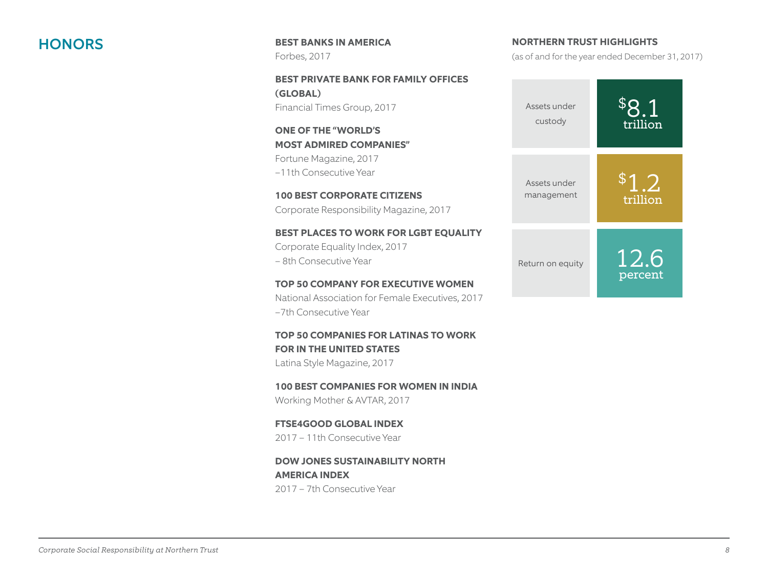## HONORS

**BEST BANKS IN AMERICA**
Forbes, 2017

**BEST PRIVATE BANK FOR FAMILY OFFICES (GLOBAL)**
Financial Times Group, 2017

**ONE OF THE "WORLD'S MOST ADMIRED COMPANIES"**
Fortune Magazine, 2017
–11th Consecutive Year

**100 BEST CORPORATE CITIZENS**
Corporate Responsibility Magazine, 2017

**BEST PLACES TO WORK FOR LGBT EQUALITY**
Corporate Equality Index, 2017
– 8th Consecutive Year

**TOP 50 COMPANY FOR EXECUTIVE WOMEN**
National Association for Female Executives, 2017
–7th Consecutive Year

**TOP 50 COMPANIES FOR LATINAS TO WORK FOR IN THE UNITED STATES**
Latina Style Magazine, 2017

**100 BEST COMPANIES FOR WOMEN IN INDIA**
Working Mother & AVTAR, 2017

**FTSE4GOOD GLOBAL INDEX**
2017 – 11th Consecutive Year

**DOW JONES SUSTAINABILITY NORTH AMERICA INDEX**
2017 – 7th Consecutive Year

**NORTHERN TRUST HIGHLIGHTS**

(as of and for the year ended December 31, 2017)

| | |
|---|---|
| Assets under custody | $8.1 trillion |
| Assets under management | $1.2 trillion |
| Return on equity | 12.6 percent |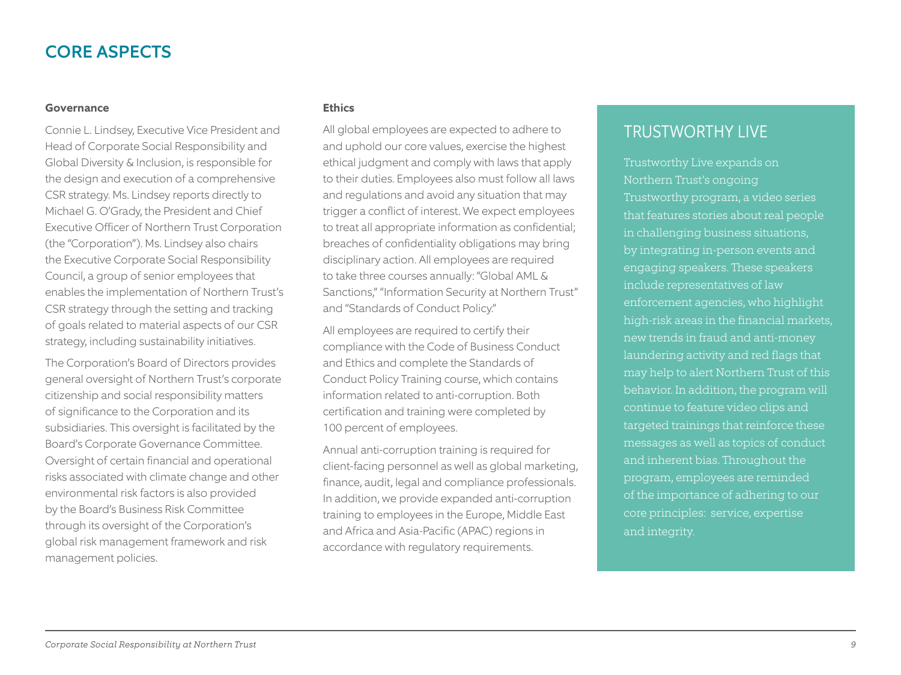## CORE ASPECTS

### Governance

Connie L. Lindsey, Executive Vice President and Head of Corporate Social Responsibility and Global Diversity & Inclusion, is responsible for the design and execution of a comprehensive CSR strategy. Ms. Lindsey reports directly to Michael G. O'Grady, the President and Chief Executive Officer of Northern Trust Corporation (the "Corporation"). Ms. Lindsey also chairs the Executive Corporate Social Responsibility Council, a group of senior employees that enables the implementation of Northern Trust's CSR strategy through the setting and tracking of goals related to material aspects of our CSR strategy, including sustainability initiatives.

The Corporation's Board of Directors provides general oversight of Northern Trust's corporate citizenship and social responsibility matters of significance to the Corporation and its subsidiaries. This oversight is facilitated by the Board's Corporate Governance Committee. Oversight of certain financial and operational risks associated with climate change and other environmental risk factors is also provided by the Board's Business Risk Committee through its oversight of the Corporation's global risk management framework and risk management policies.

### Ethics

All global employees are expected to adhere to and uphold our core values, exercise the highest ethical judgment and comply with laws that apply to their duties. Employees also must follow all laws and regulations and avoid any situation that may trigger a conflict of interest. We expect employees to treat all appropriate information as confidential; breaches of confidentiality obligations may bring disciplinary action. All employees are required to take three courses annually: "Global AML & Sanctions," "Information Security at Northern Trust" and "Standards of Conduct Policy."

All employees are required to certify their compliance with the Code of Business Conduct and Ethics and complete the Standards of Conduct Policy Training course, which contains information related to anti-corruption. Both certification and training were completed by 100 percent of employees.

Annual anti-corruption training is required for client-facing personnel as well as global marketing, finance, audit, legal and compliance professionals. In addition, we provide expanded anti-corruption training to employees in the Europe, Middle East and Africa and Asia-Pacific (APAC) regions in accordance with regulatory requirements.

### TRUSTWORTHY LIVE

Trustworthy Live expands on Northern Trust's ongoing Trustworthy program, a video series that features stories about real people in challenging business situations, by integrating in-person events and engaging speakers. These speakers include representatives of law enforcement agencies, who highlight high-risk areas in the financial markets, new trends in fraud and anti-money laundering activity and red flags that may help to alert Northern Trust of this behavior. In addition, the program will continue to feature video clips and targeted trainings that reinforce these messages as well as topics of conduct and inherent bias. Throughout the program, employees are reminded of the importance of adhering to our core principles: service, expertise and integrity.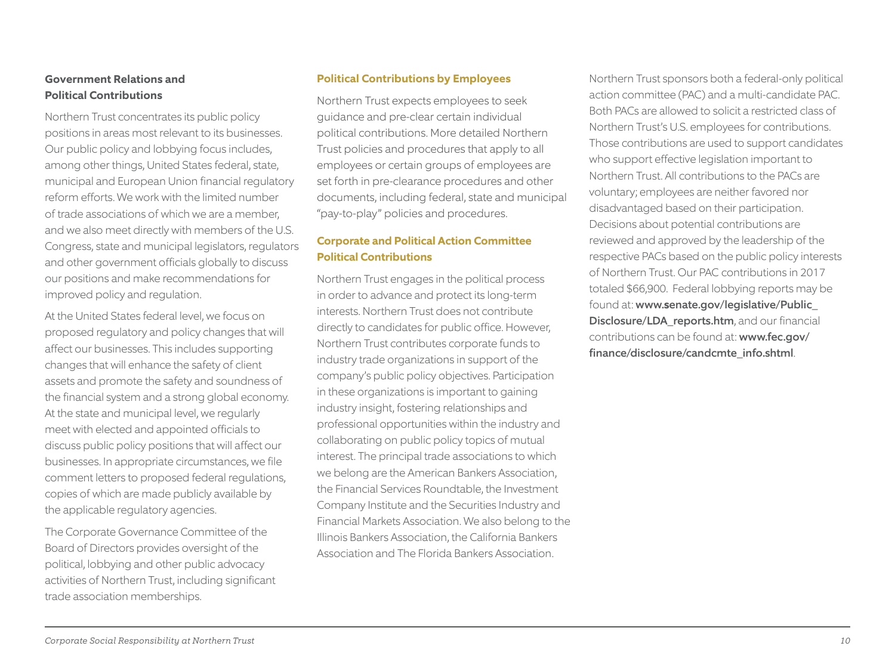## Government Relations and Political Contributions

Northern Trust concentrates its public policy positions in areas most relevant to its businesses. Our public policy and lobbying focus includes, among other things, United States federal, state, municipal and European Union financial regulatory reform efforts. We work with the limited number of trade associations of which we are a member, and we also meet directly with members of the U.S. Congress, state and municipal legislators, regulators and other government officials globally to discuss our positions and make recommendations for improved policy and regulation.

At the United States federal level, we focus on proposed regulatory and policy changes that will affect our businesses. This includes supporting changes that will enhance the safety of client assets and promote the safety and soundness of the financial system and a strong global economy. At the state and municipal level, we regularly meet with elected and appointed officials to discuss public policy positions that will affect our businesses. In appropriate circumstances, we file comment letters to proposed federal regulations, copies of which are made publicly available by the applicable regulatory agencies.

The Corporate Governance Committee of the Board of Directors provides oversight of the political, lobbying and other public advocacy activities of Northern Trust, including significant trade association memberships.

### Political Contributions by Employees

Northern Trust expects employees to seek guidance and pre-clear certain individual political contributions. More detailed Northern Trust policies and procedures that apply to all employees or certain groups of employees are set forth in pre-clearance procedures and other documents, including federal, state and municipal "pay-to-play" policies and procedures.

### Corporate and Political Action Committee Political Contributions

Northern Trust engages in the political process in order to advance and protect its long-term interests. Northern Trust does not contribute directly to candidates for public office. However, Northern Trust contributes corporate funds to industry trade organizations in support of the company's public policy objectives. Participation in these organizations is important to gaining industry insight, fostering relationships and professional opportunities within the industry and collaborating on public policy topics of mutual interest. The principal trade associations to which we belong are the American Bankers Association, the Financial Services Roundtable, the Investment Company Institute and the Securities Industry and Financial Markets Association. We also belong to the Illinois Bankers Association, the California Bankers Association and The Florida Bankers Association.

Northern Trust sponsors both a federal-only political action committee (PAC) and a multi-candidate PAC. Both PACs are allowed to solicit a restricted class of Northern Trust's U.S. employees for contributions. Those contributions are used to support candidates who support effective legislation important to Northern Trust. All contributions to the PACs are voluntary; employees are neither favored nor disadvantaged based on their participation. Decisions about potential contributions are reviewed and approved by the leadership of the respective PACs based on the public policy interests of Northern Trust. Our PAC contributions in 2017 totaled $66,900. Federal lobbying reports may be found at: **www.senate.gov/legislative/Public_Disclosure/LDA_reports.htm**, and our financial contributions can be found at: **www.fec.gov/finance/disclosure/candcmte_info.shtml**.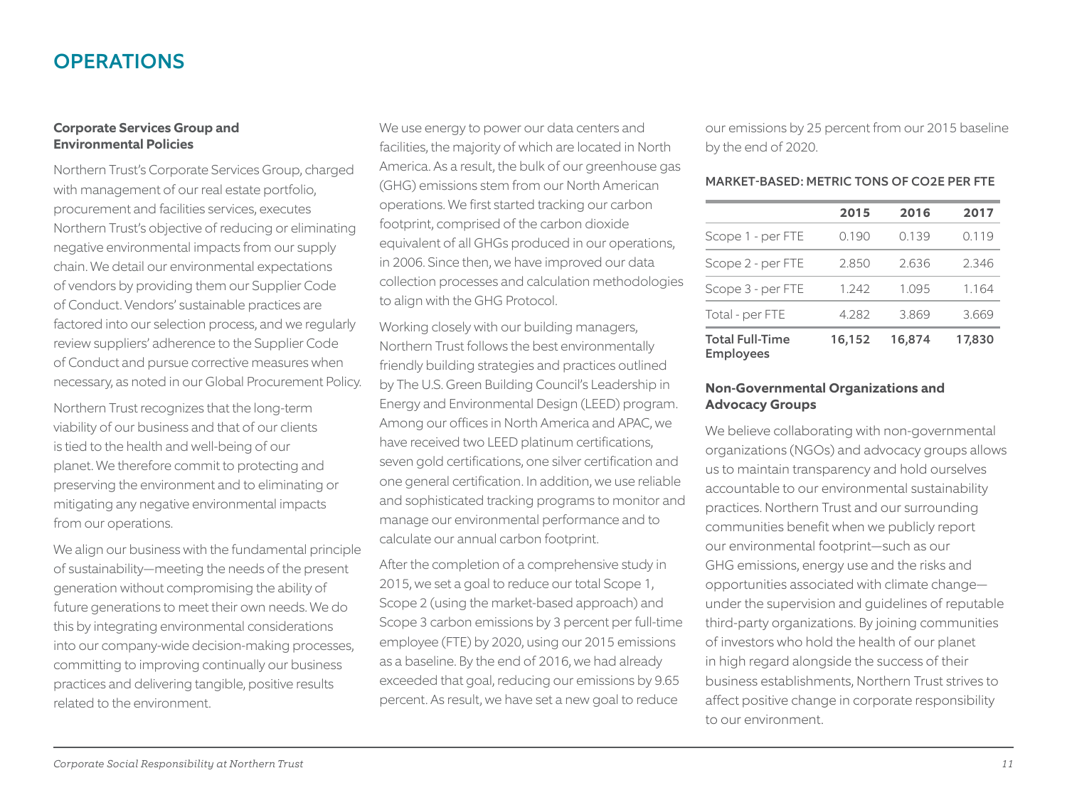# OPERATIONS

### Corporate Services Group and Environmental Policies

Northern Trust's Corporate Services Group, charged with management of our real estate portfolio, procurement and facilities services, executes Northern Trust's objective of reducing or eliminating negative environmental impacts from our supply chain. We detail our environmental expectations of vendors by providing them our Supplier Code of Conduct. Vendors' sustainable practices are factored into our selection process, and we regularly review suppliers' adherence to the Supplier Code of Conduct and pursue corrective measures when necessary, as noted in our Global Procurement Policy.

Northern Trust recognizes that the long-term viability of our business and that of our clients is tied to the health and well-being of our planet. We therefore commit to protecting and preserving the environment and to eliminating or mitigating any negative environmental impacts from our operations.

We align our business with the fundamental principle of sustainability—meeting the needs of the present generation without compromising the ability of future generations to meet their own needs. We do this by integrating environmental considerations into our company-wide decision-making processes, committing to improving continually our business practices and delivering tangible, positive results related to the environment.

We use energy to power our data centers and facilities, the majority of which are located in North America. As a result, the bulk of our greenhouse gas (GHG) emissions stem from our North American operations. We first started tracking our carbon footprint, comprised of the carbon dioxide equivalent of all GHGs produced in our operations, in 2006. Since then, we have improved our data collection processes and calculation methodologies to align with the GHG Protocol.

Working closely with our building managers, Northern Trust follows the best environmentally friendly building strategies and practices outlined by The U.S. Green Building Council's Leadership in Energy and Environmental Design (LEED) program. Among our offices in North America and APAC, we have received two LEED platinum certifications, seven gold certifications, one silver certification and one general certification. In addition, we use reliable and sophisticated tracking programs to monitor and manage our environmental performance and to calculate our annual carbon footprint.

After the completion of a comprehensive study in 2015, we set a goal to reduce our total Scope 1, Scope 2 (using the market-based approach) and Scope 3 carbon emissions by 3 percent per full-time employee (FTE) by 2020, using our 2015 emissions as a baseline. By the end of 2016, we had already exceeded that goal, reducing our emissions by 9.65 percent. As result, we have set a new goal to reduce our emissions by 25 percent from our 2015 baseline by the end of 2020.

MARKET-BASED: METRIC TONS OF $CO_2E$ PER FTE

| | 2015 | 2016 | 2017 |
|---|---|---|---|
| Scope 1 - per FTE | 0.190 | 0.139 | 0.119 |
| Scope 2 - per FTE | 2.850 | 2.636 | 2.346 |
| Scope 3 - per FTE | 1.242 | 1.095 | 1.164 |
| Total - per FTE | 4.282 | 3.869 | 3.669 |
| **Total Full-Time Employees** | **16,152** | **16,874** | **17,830** |

### Non-Governmental Organizations and Advocacy Groups

We believe collaborating with non-governmental organizations (NGOs) and advocacy groups allows us to maintain transparency and hold ourselves accountable to our environmental sustainability practices. Northern Trust and our surrounding communities benefit when we publicly report our environmental footprint—such as our GHG emissions, energy use and the risks and opportunities associated with climate change—under the supervision and guidelines of reputable third-party organizations. By joining communities of investors who hold the health of our planet in high regard alongside the success of their business establishments, Northern Trust strives to affect positive change in corporate responsibility to our environment.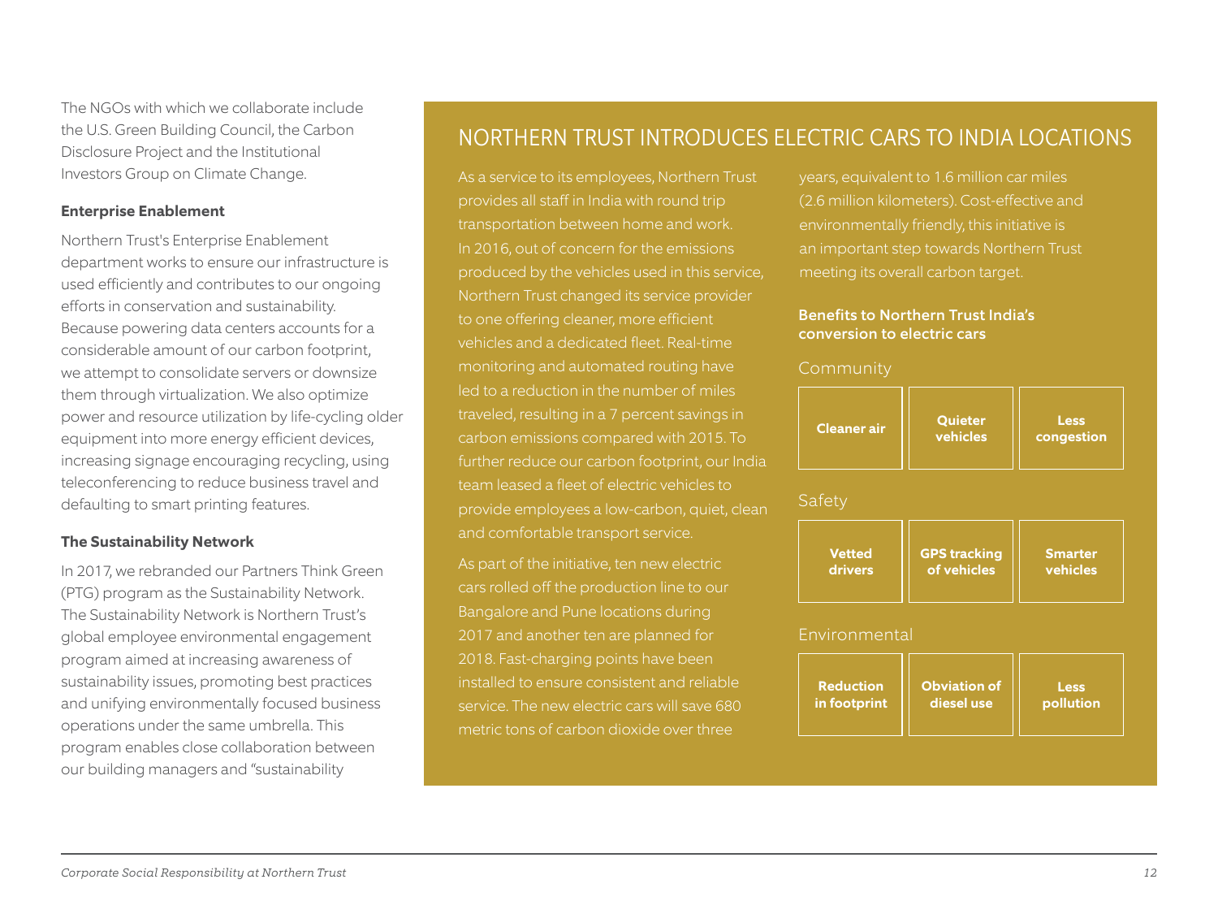The NGOs with which we collaborate include the U.S. Green Building Council, the Carbon Disclosure Project and the Institutional Investors Group on Climate Change.

**Enterprise Enablement**

Northern Trust's Enterprise Enablement department works to ensure our infrastructure is used efficiently and contributes to our ongoing efforts in conservation and sustainability. Because powering data centers accounts for a considerable amount of our carbon footprint, we attempt to consolidate servers or downsize them through virtualization. We also optimize power and resource utilization by life-cycling older equipment into more energy efficient devices, increasing signage encouraging recycling, using teleconferencing to reduce business travel and defaulting to smart printing features.

**The Sustainability Network**

In 2017, we rebranded our Partners Think Green (PTG) program as the Sustainability Network. The Sustainability Network is Northern Trust's global employee environmental engagement program aimed at increasing awareness of sustainability issues, promoting best practices and unifying environmentally focused business operations under the same umbrella. This program enables close collaboration between our building managers and "sustainability

## NORTHERN TRUST INTRODUCES ELECTRIC CARS TO INDIA LOCATIONS

As a service to its employees, Northern Trust provides all staff in India with round trip transportation between home and work. In 2016, out of concern for the emissions produced by the vehicles used in this service, Northern Trust changed its service provider to one offering cleaner, more efficient vehicles and a dedicated fleet. Real-time monitoring and automated routing have led to a reduction in the number of miles traveled, resulting in a 7 percent savings in carbon emissions compared with 2015. To further reduce our carbon footprint, our India team leased a fleet of electric vehicles to provide employees a low-carbon, quiet, clean and comfortable transport service.

As part of the initiative, ten new electric cars rolled off the production line to our Bangalore and Pune locations during 2017 and another ten are planned for 2018. Fast-charging points have been installed to ensure consistent and reliable service. The new electric cars will save 680 metric tons of carbon dioxide over three years, equivalent to 1.6 million car miles (2.6 million kilometers). Cost-effective and environmentally friendly, this initiative is an important step towards Northern Trust meeting its overall carbon target.

**Benefits to Northern Trust India's conversion to electric cars**

Community

- **Cleaner air**
- **Quieter vehicles**
- **Less congestion**

Safety

- **Vetted drivers**
- **GPS tracking of vehicles**
- **Smarter vehicles**

Environmental

- **Reduction in footprint**
- **Obviation of diesel use**
- **Less pollution**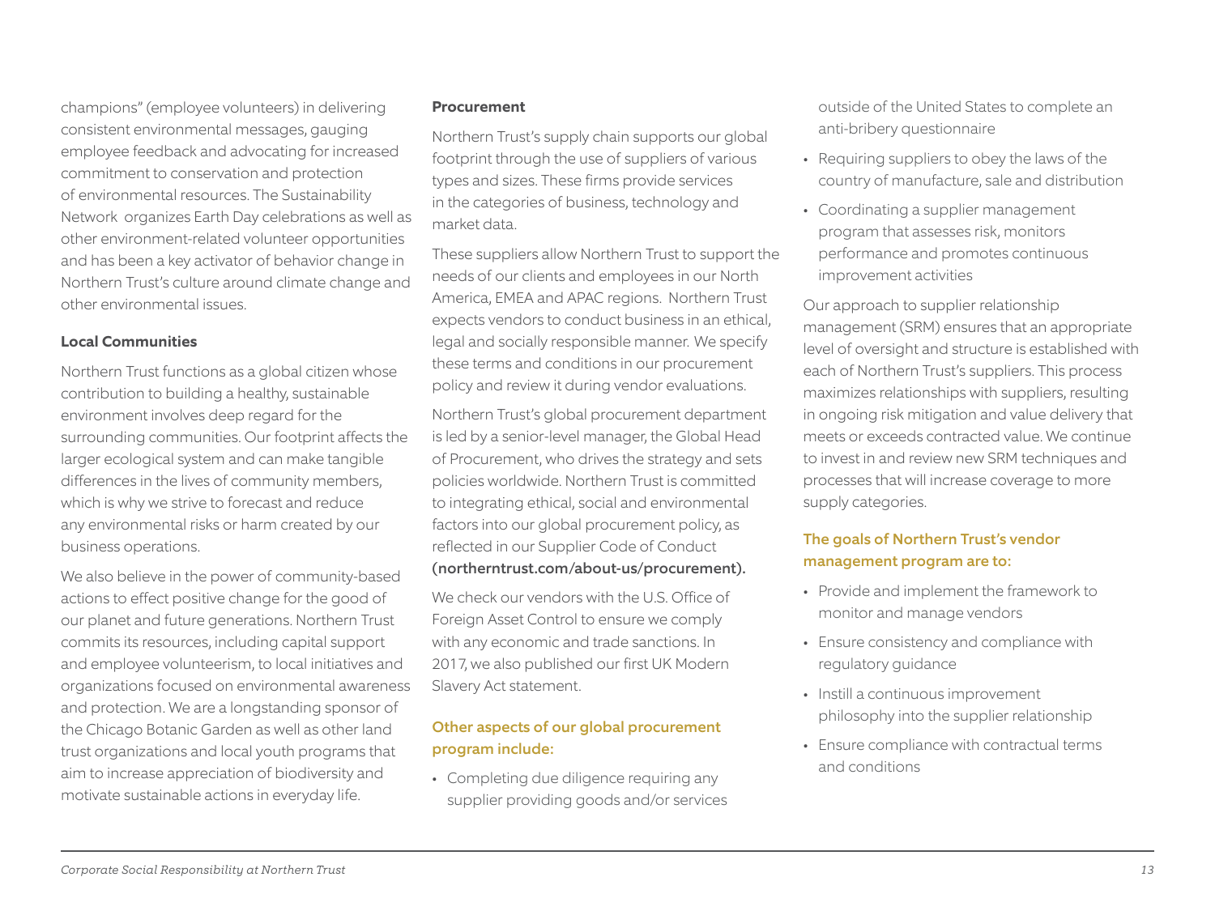champions" (employee volunteers) in delivering consistent environmental messages, gauging employee feedback and advocating for increased commitment to conservation and protection of environmental resources. The Sustainability Network organizes Earth Day celebrations as well as other environment-related volunteer opportunities and has been a key activator of behavior change in Northern Trust's culture around climate change and other environmental issues.

**Local Communities**

Northern Trust functions as a global citizen whose contribution to building a healthy, sustainable environment involves deep regard for the surrounding communities. Our footprint affects the larger ecological system and can make tangible differences in the lives of community members, which is why we strive to forecast and reduce any environmental risks or harm created by our business operations.

We also believe in the power of community-based actions to effect positive change for the good of our planet and future generations. Northern Trust commits its resources, including capital support and employee volunteerism, to local initiatives and organizations focused on environmental awareness and protection. We are a longstanding sponsor of the Chicago Botanic Garden as well as other land trust organizations and local youth programs that aim to increase appreciation of biodiversity and motivate sustainable actions in everyday life.

**Procurement**

Northern Trust's supply chain supports our global footprint through the use of suppliers of various types and sizes. These firms provide services in the categories of business, technology and market data.

These suppliers allow Northern Trust to support the needs of our clients and employees in our North America, EMEA and APAC regions. Northern Trust expects vendors to conduct business in an ethical, legal and socially responsible manner. We specify these terms and conditions in our procurement policy and review it during vendor evaluations.

Northern Trust's global procurement department is led by a senior-level manager, the Global Head of Procurement, who drives the strategy and sets policies worldwide. Northern Trust is committed to integrating ethical, social and environmental factors into our global procurement policy, as reflected in our Supplier Code of Conduct (northerntrust.com/about-us/procurement).

We check our vendors with the U.S. Office of Foreign Asset Control to ensure we comply with any economic and trade sanctions. In 2017, we also published our first UK Modern Slavery Act statement.

### Other aspects of our global procurement program include:

- Completing due diligence requiring any supplier providing goods and/or services outside of the United States to complete an anti-bribery questionnaire
- Requiring suppliers to obey the laws of the country of manufacture, sale and distribution
- Coordinating a supplier management program that assesses risk, monitors performance and promotes continuous improvement activities

Our approach to supplier relationship management (SRM) ensures that an appropriate level of oversight and structure is established with each of Northern Trust's suppliers. This process maximizes relationships with suppliers, resulting in ongoing risk mitigation and value delivery that meets or exceeds contracted value. We continue to invest in and review new SRM techniques and processes that will increase coverage to more supply categories.

### The goals of Northern Trust's vendor management program are to:

- Provide and implement the framework to monitor and manage vendors
- Ensure consistency and compliance with regulatory guidance
- Instill a continuous improvement philosophy into the supplier relationship
- Ensure compliance with contractual terms and conditions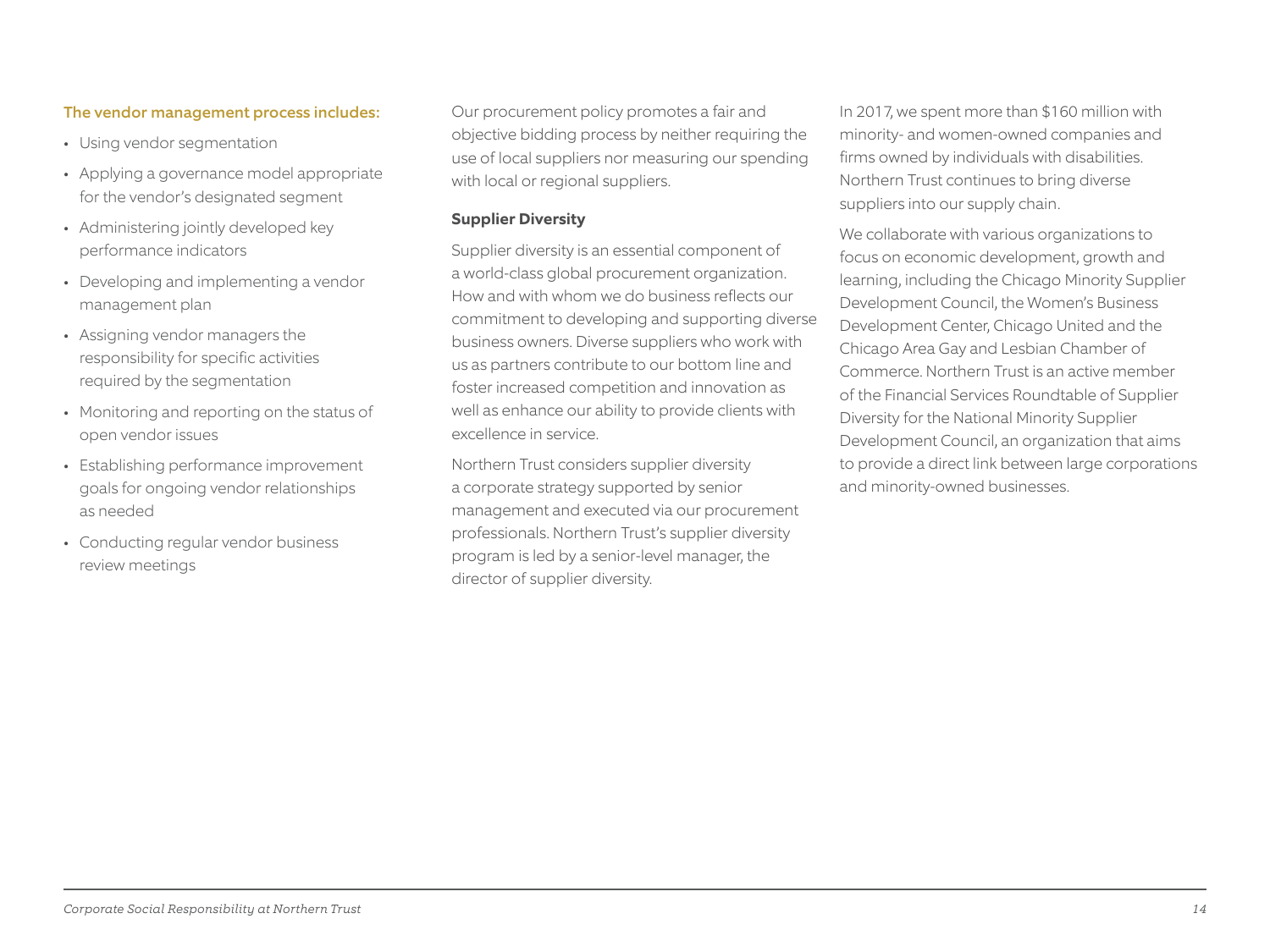**The vendor management process includes:**

- Using vendor segmentation
- Applying a governance model appropriate for the vendor's designated segment
- Administering jointly developed key performance indicators
- Developing and implementing a vendor management plan
- Assigning vendor managers the responsibility for specific activities required by the segmentation
- Monitoring and reporting on the status of open vendor issues
- Establishing performance improvement goals for ongoing vendor relationships as needed
- Conducting regular vendor business review meetings

Our procurement policy promotes a fair and objective bidding process by neither requiring the use of local suppliers nor measuring our spending with local or regional suppliers.

### Supplier Diversity

Supplier diversity is an essential component of a world-class global procurement organization. How and with whom we do business reflects our commitment to developing and supporting diverse business owners. Diverse suppliers who work with us as partners contribute to our bottom line and foster increased competition and innovation as well as enhance our ability to provide clients with excellence in service.

Northern Trust considers supplier diversity a corporate strategy supported by senior management and executed via our procurement professionals. Northern Trust's supplier diversity program is led by a senior-level manager, the director of supplier diversity.

In 2017, we spent more than $160 million with minority- and women-owned companies and firms owned by individuals with disabilities. Northern Trust continues to bring diverse suppliers into our supply chain.

We collaborate with various organizations to focus on economic development, growth and learning, including the Chicago Minority Supplier Development Council, the Women's Business Development Center, Chicago United and the Chicago Area Gay and Lesbian Chamber of Commerce. Northern Trust is an active member of the Financial Services Roundtable of Supplier Diversity for the National Minority Supplier Development Council, an organization that aims to provide a direct link between large corporations and minority-owned businesses.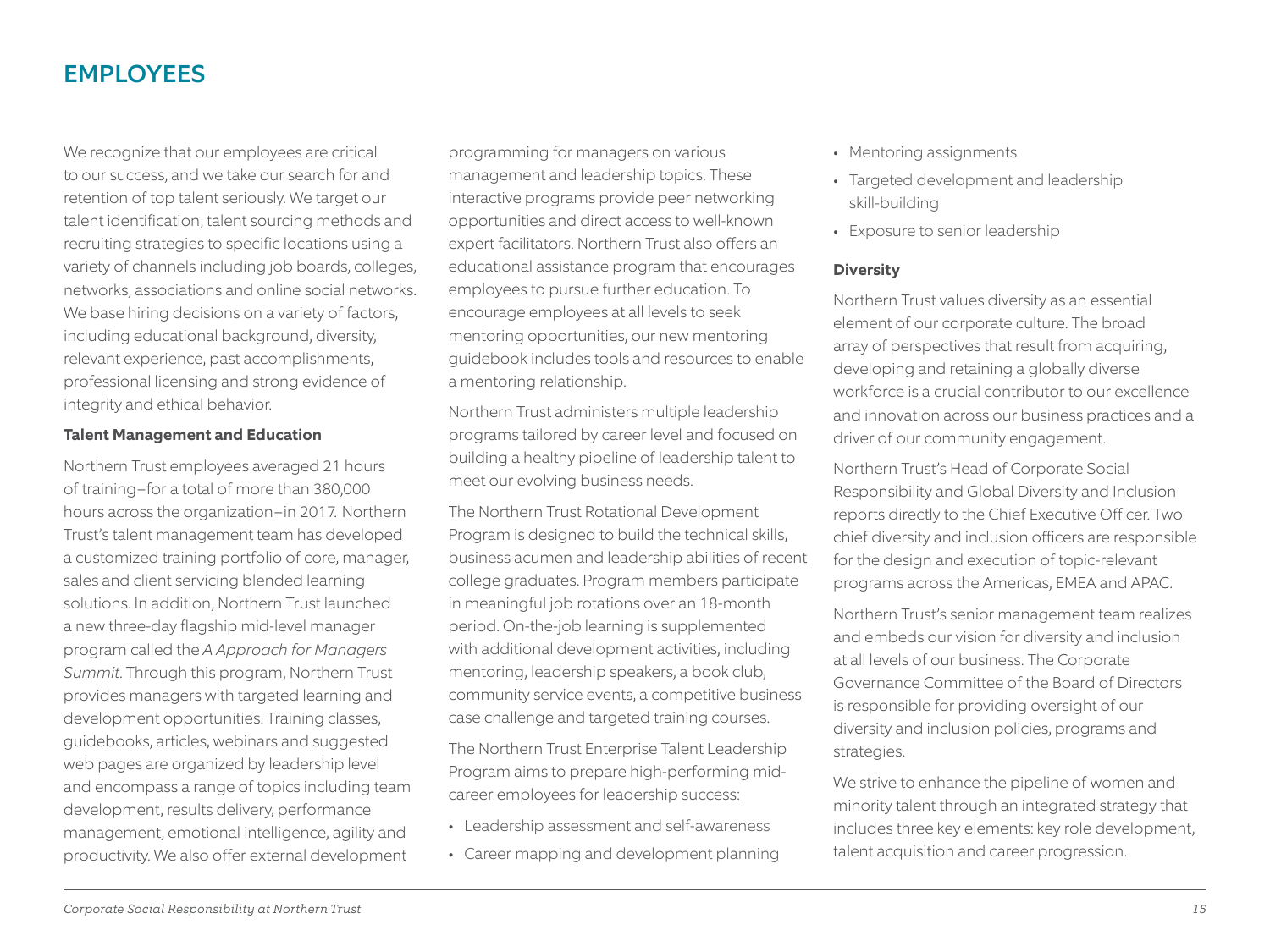# EMPLOYEES

We recognize that our employees are critical to our success, and we take our search for and retention of top talent seriously. We target our talent identification, talent sourcing methods and recruiting strategies to specific locations using a variety of channels including job boards, colleges, networks, associations and online social networks. We base hiring decisions on a variety of factors, including educational background, diversity, relevant experience, past accomplishments, professional licensing and strong evidence of integrity and ethical behavior.

**Talent Management and Education**

Northern Trust employees averaged 21 hours of training–for a total of more than 380,000 hours across the organization–in 2017. Northern Trust's talent management team has developed a customized training portfolio of core, manager, sales and client servicing blended learning solutions. In addition, Northern Trust launched a new three-day flagship mid-level manager program called the *A Approach for Managers Summit*. Through this program, Northern Trust provides managers with targeted learning and development opportunities. Training classes, guidebooks, articles, webinars and suggested web pages are organized by leadership level and encompass a range of topics including team development, results delivery, performance management, emotional intelligence, agility and productivity. We also offer external development programming for managers on various management and leadership topics. These interactive programs provide peer networking opportunities and direct access to well-known expert facilitators. Northern Trust also offers an educational assistance program that encourages employees to pursue further education. To encourage employees at all levels to seek mentoring opportunities, our new mentoring guidebook includes tools and resources to enable a mentoring relationship.

Northern Trust administers multiple leadership programs tailored by career level and focused on building a healthy pipeline of leadership talent to meet our evolving business needs.

The Northern Trust Rotational Development Program is designed to build the technical skills, business acumen and leadership abilities of recent college graduates. Program members participate in meaningful job rotations over an 18-month period. On-the-job learning is supplemented with additional development activities, including mentoring, leadership speakers, a book club, community service events, a competitive business case challenge and targeted training courses.

The Northern Trust Enterprise Talent Leadership Program aims to prepare high-performing mid-career employees for leadership success:

- Leadership assessment and self-awareness
- Career mapping and development planning
- Mentoring assignments
- Targeted development and leadership skill-building
- Exposure to senior leadership

**Diversity**

Northern Trust values diversity as an essential element of our corporate culture. The broad array of perspectives that result from acquiring, developing and retaining a globally diverse workforce is a crucial contributor to our excellence and innovation across our business practices and a driver of our community engagement.

Northern Trust's Head of Corporate Social Responsibility and Global Diversity and Inclusion reports directly to the Chief Executive Officer. Two chief diversity and inclusion officers are responsible for the design and execution of topic-relevant programs across the Americas, EMEA and APAC.

Northern Trust's senior management team realizes and embeds our vision for diversity and inclusion at all levels of our business. The Corporate Governance Committee of the Board of Directors is responsible for providing oversight of our diversity and inclusion policies, programs and strategies.

We strive to enhance the pipeline of women and minority talent through an integrated strategy that includes three key elements: key role development, talent acquisition and career progression.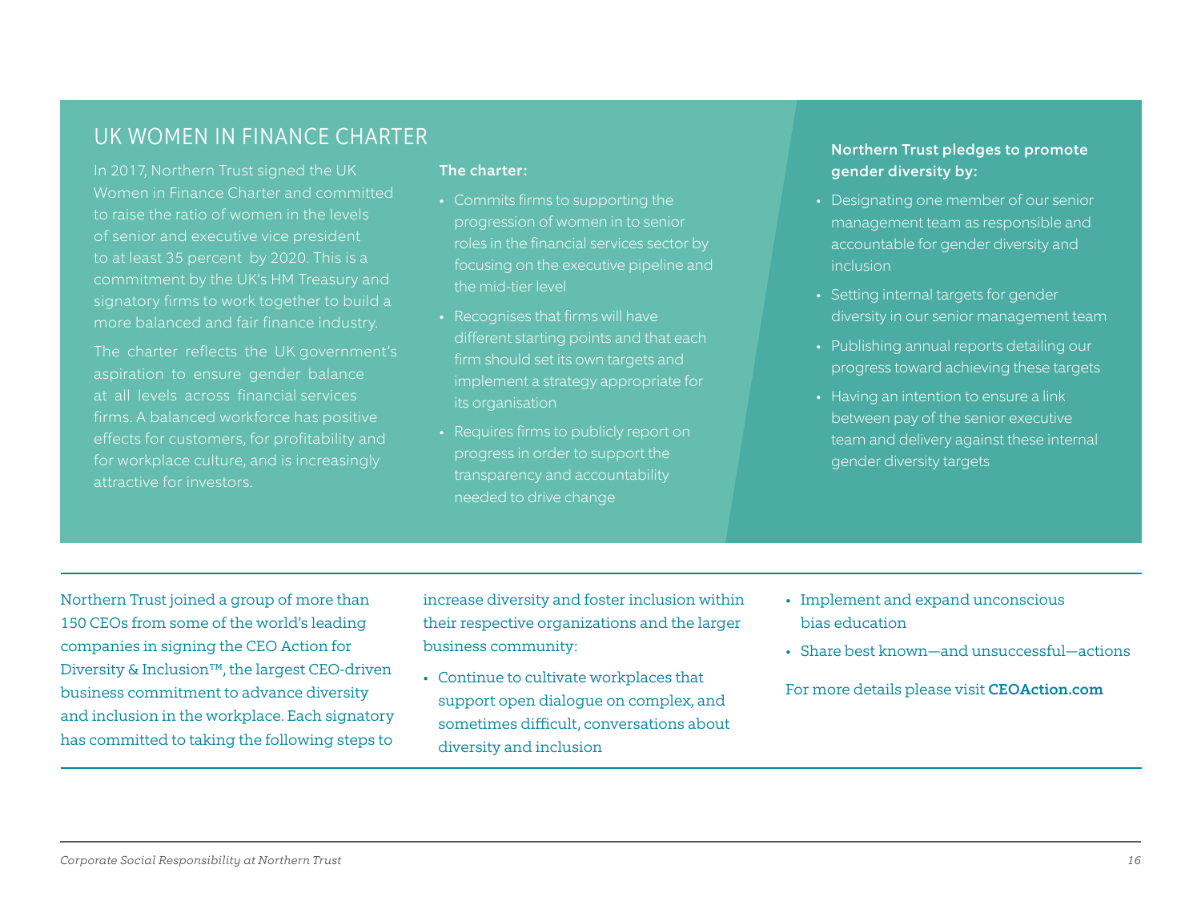## UK WOMEN IN FINANCE CHARTER

In 2017, Northern Trust signed the UK Women in Finance Charter and committed to raise the ratio of women in the levels of senior and executive vice president to at least 35 percent by 2020. This is a commitment by the UK's HM Treasury and signatory firms to work together to build a more balanced and fair finance industry.

The charter reflects the UK government's aspiration to ensure gender balance at all levels across financial services firms. A balanced workforce has positive effects for customers, for profitability and for workplace culture, and is increasingly attractive for investors.

**The charter:**

- Commits firms to supporting the progression of women in to senior roles in the financial services sector by focusing on the executive pipeline and the mid-tier level
- Recognises that firms will have different starting points and that each firm should set its own targets and implement a strategy appropriate for its organisation
- Requires firms to publicly report on progress in order to support the transparency and accountability needed to drive change

**Northern Trust pledges to promote gender diversity by:**

- Designating one member of our senior management team as responsible and accountable for gender diversity and inclusion
- Setting internal targets for gender diversity in our senior management team
- Publishing annual reports detailing our progress toward achieving these targets
- Having an intention to ensure a link between pay of the senior executive team and delivery against these internal gender diversity targets

---

Northern Trust joined a group of more than 150 CEOs from some of the world's leading companies in signing the CEO Action for Diversity & Inclusion™, the largest CEO-driven business commitment to advance diversity and inclusion in the workplace. Each signatory has committed to taking the following steps to increase diversity and foster inclusion within their respective organizations and the larger business community:

- Continue to cultivate workplaces that support open dialogue on complex, and sometimes difficult, conversations about diversity and inclusion
- Implement and expand unconscious bias education
- Share best known—and unsuccessful—actions

For more details please visit **CEOAction.com**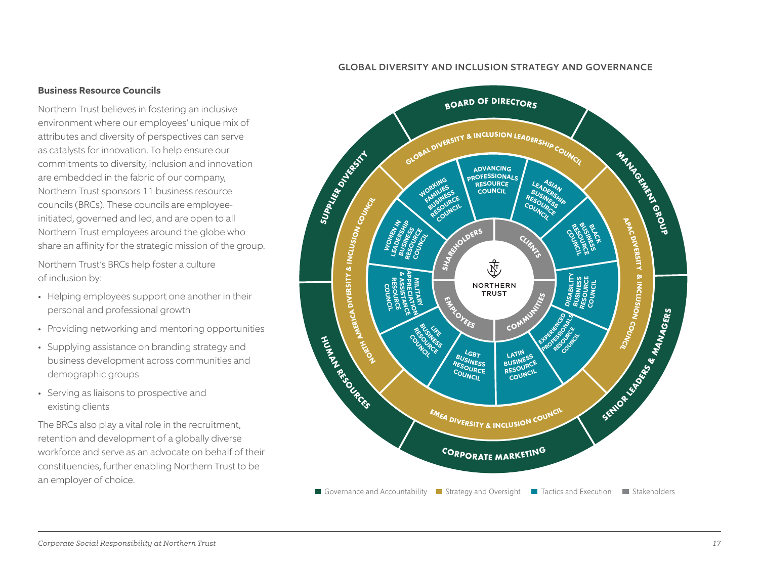### Business Resource Councils

Northern Trust believes in fostering an inclusive environment where our employees' unique mix of attributes and diversity of perspectives can serve as catalysts for innovation. To help ensure our commitments to diversity, inclusion and innovation are embedded in the fabric of our company, Northern Trust sponsors 11 business resource councils (BRCs). These councils are employee-initiated, governed and led, and are open to all Northern Trust employees around the globe who share an affinity for the strategic mission of the group.

Northern Trust's BRCs help foster a culture of inclusion by:

- Helping employees support one another in their personal and professional growth
- Providing networking and mentoring opportunities
- Supplying assistance on branding strategy and business development across communities and demographic groups
- Serving as liaisons to prospective and existing clients

The BRCs also play a vital role in the recruitment, retention and development of a globally diverse workforce and serve as an advocate on behalf of their constituencies, further enabling Northern Trust to be an employer of choice.

GLOBAL DIVERSITY AND INCLUSION STRATEGY AND GOVERNANCE

- Governance and Accountability: Board of Directors; Management Group; Senior Leaders & Managers; Corporate Marketing; Human Resources; Supplier Diversity
- Strategy and Oversight: Global Diversity & Inclusion Leadership Council; APAC Diversity & Inclusion Council; EMEA Diversity & Inclusion Council; North America Diversity & Inclusion Council
- Tactics and Execution: Advancing Professionals Resource Council; Asian Leadership Business Resource Council; Black Business Resource Council; Disability Business Resource Council; Experienced Professionals Resource Council; Latin Business Resource Council; LGBT Business Resource Council; Life Business Resource Council; Military Appreciation & Assistance Resource Council; Women in Leadership Business Resource Council; Working Families Business Resource Council
- Stakeholders: Shareholders; Clients; Communities; Employees

NORTHERN TRUST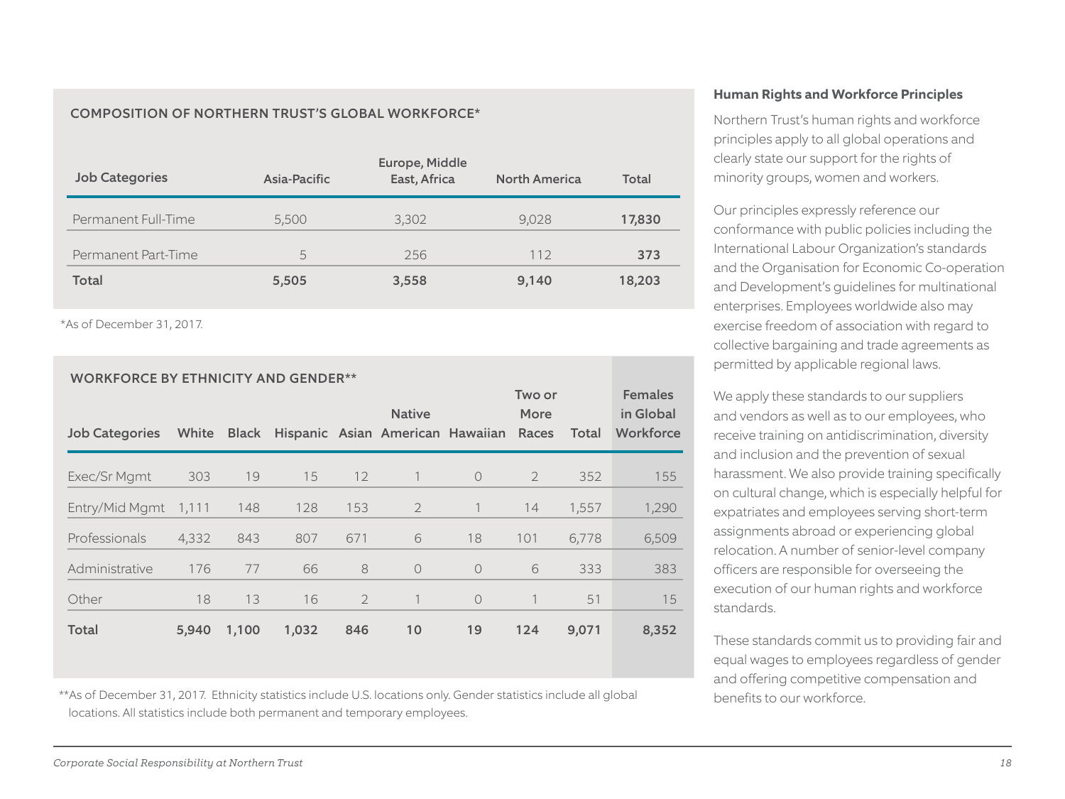## COMPOSITION OF NORTHERN TRUST'S GLOBAL WORKFORCE*

| Job Categories | Asia-Pacific | Europe, Middle East, Africa | North America | Total |
|---|---|---|---|---|
| Permanent Full-Time | 5,500 | 3,302 | 9,028 | **17,830** |
| Permanent Part-Time | 5 | 256 | 112 | **373** |
| **Total** | **5,505** | **3,558** | **9,140** | **18,203** |

*As of December 31, 2017.

## WORKFORCE BY ETHNICITY AND GENDER**

| Job Categories | White | Black | Hispanic | Asian | Native American | Hawaiian | Two or More Races | Total | Females in Global Workforce |
|---|---|---|---|---|---|---|---|---|---|
| Exec/Sr Mgmt | 303 | 19 | 15 | 12 | 1 | 0 | 2 | 352 | 155 |
| Entry/Mid Mgmt | 1,111 | 148 | 128 | 153 | 2 | 1 | 14 | 1,557 | 1,290 |
| Professionals | 4,332 | 843 | 807 | 671 | 6 | 18 | 101 | 6,778 | 6,509 |
| Administrative | 176 | 77 | 66 | 8 | 0 | 0 | 6 | 333 | 383 |
| Other | 18 | 13 | 16 | 2 | 1 | 0 | 1 | 51 | 15 |
| **Total** | **5,940** | **1,100** | **1,032** | **846** | **10** | **19** | **124** | **9,071** | **8,352** |

**As of December 31, 2017. Ethnicity statistics include U.S. locations only. Gender statistics include all global locations. All statistics include both permanent and temporary employees.

**Human Rights and Workforce Principles**

Northern Trust's human rights and workforce principles apply to all global operations and clearly state our support for the rights of minority groups, women and workers.

Our principles expressly reference our conformance with public policies including the International Labour Organization's standards and the Organisation for Economic Co-operation and Development's guidelines for multinational enterprises. Employees worldwide also may exercise freedom of association with regard to collective bargaining and trade agreements as permitted by applicable regional laws.

We apply these standards to our suppliers and vendors as well as to our employees, who receive training on antidiscrimination, diversity and inclusion and the prevention of sexual harassment. We also provide training specifically on cultural change, which is especially helpful for expatriates and employees serving short-term assignments abroad or experiencing global relocation. A number of senior-level company officers are responsible for overseeing the execution of our human rights and workforce standards.

These standards commit us to providing fair and equal wages to employees regardless of gender and offering competitive compensation and benefits to our workforce.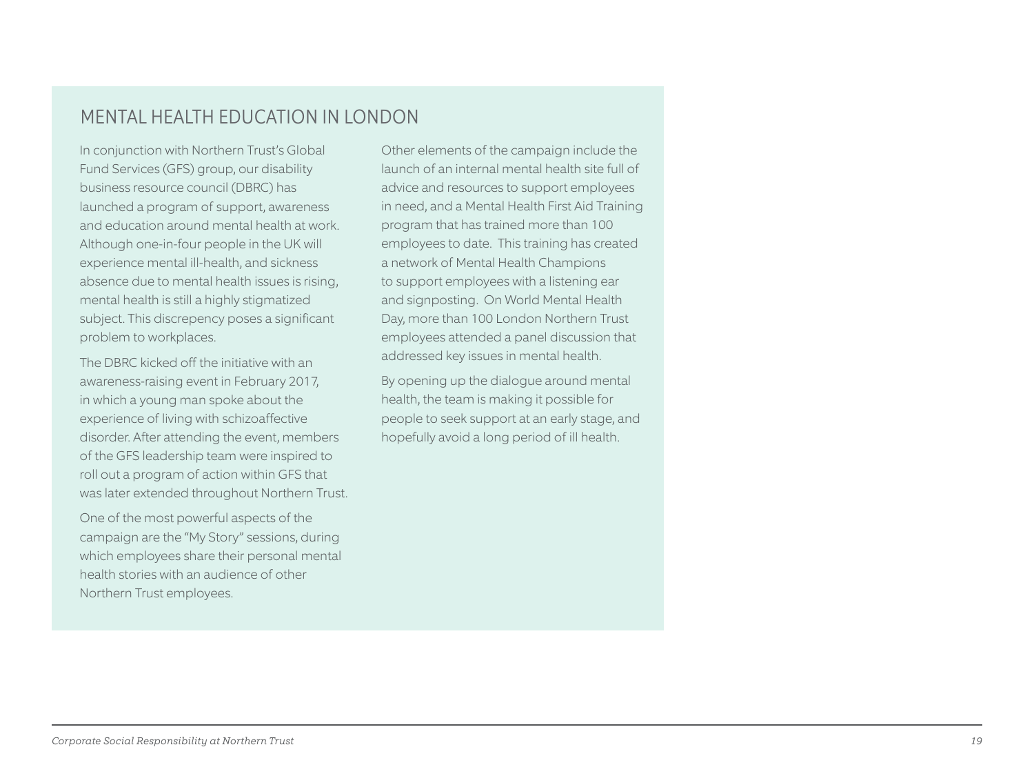## MENTAL HEALTH EDUCATION IN LONDON

In conjunction with Northern Trust's Global Fund Services (GFS) group, our disability business resource council (DBRC) has launched a program of support, awareness and education around mental health at work. Although one-in-four people in the UK will experience mental ill-health, and sickness absence due to mental health issues is rising, mental health is still a highly stigmatized subject. This discrepency poses a significant problem to workplaces.

The DBRC kicked off the initiative with an awareness-raising event in February 2017, in which a young man spoke about the experience of living with schizoaffective disorder. After attending the event, members of the GFS leadership team were inspired to roll out a program of action within GFS that was later extended throughout Northern Trust.

One of the most powerful aspects of the campaign are the "My Story" sessions, during which employees share their personal mental health stories with an audience of other Northern Trust employees.

Other elements of the campaign include the launch of an internal mental health site full of advice and resources to support employees in need, and a Mental Health First Aid Training program that has trained more than 100 employees to date. This training has created a network of Mental Health Champions to support employees with a listening ear and signposting. On World Mental Health Day, more than 100 London Northern Trust employees attended a panel discussion that addressed key issues in mental health.

By opening up the dialogue around mental health, the team is making it possible for people to seek support at an early stage, and hopefully avoid a long period of ill health.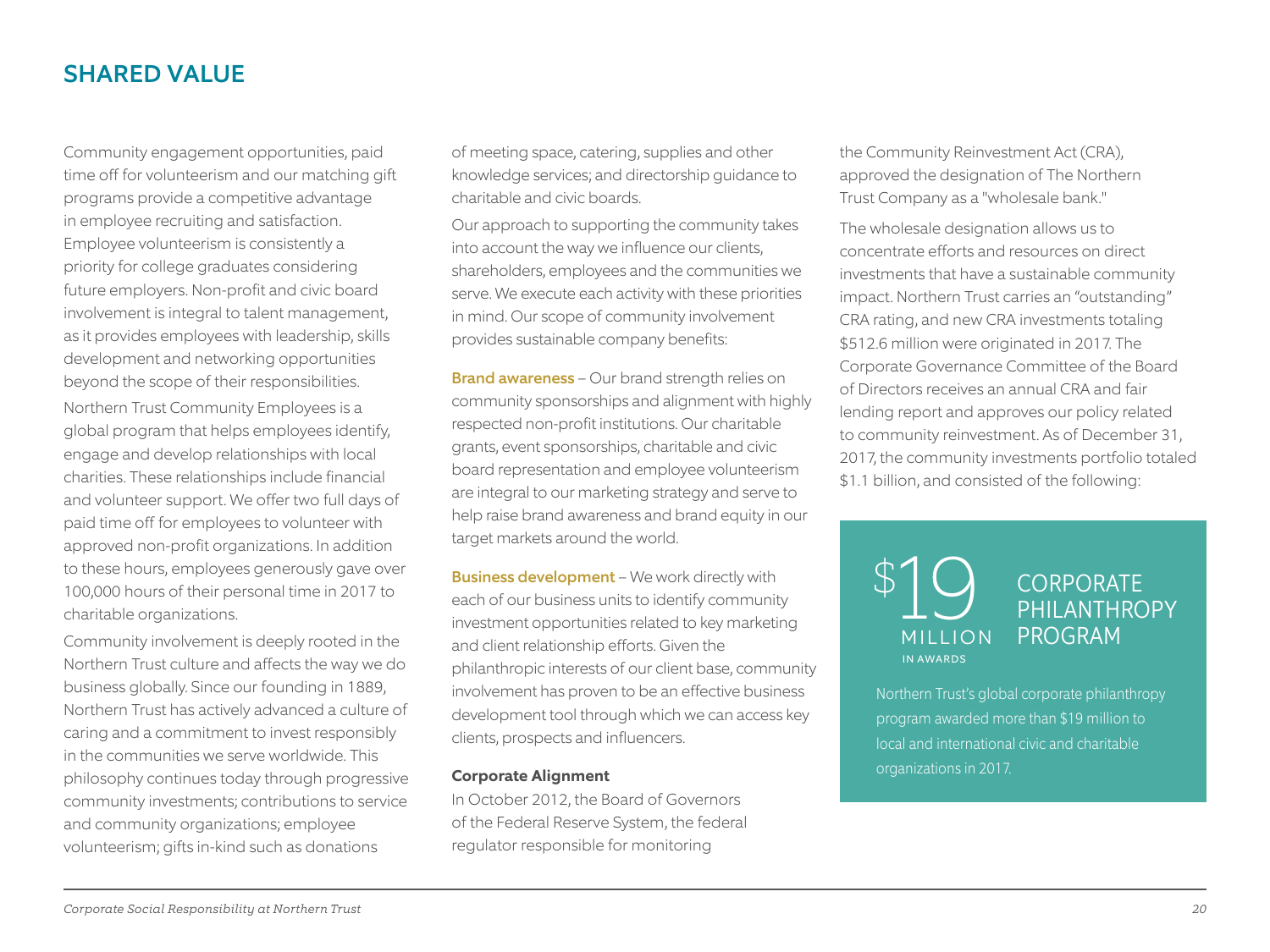## SHARED VALUE

Community engagement opportunities, paid time off for volunteerism and our matching gift programs provide a competitive advantage in employee recruiting and satisfaction. Employee volunteerism is consistently a priority for college graduates considering future employers. Non-profit and civic board involvement is integral to talent management, as it provides employees with leadership, skills development and networking opportunities beyond the scope of their responsibilities.

Northern Trust Community Employees is a global program that helps employees identify, engage and develop relationships with local charities. These relationships include financial and volunteer support. We offer two full days of paid time off for employees to volunteer with approved non-profit organizations. In addition to these hours, employees generously gave over 100,000 hours of their personal time in 2017 to charitable organizations.

Community involvement is deeply rooted in the Northern Trust culture and affects the way we do business globally. Since our founding in 1889, Northern Trust has actively advanced a culture of caring and a commitment to invest responsibly in the communities we serve worldwide. This philosophy continues today through progressive community investments; contributions to service and community organizations; employee volunteerism; gifts in-kind such as donations of meeting space, catering, supplies and other knowledge services; and directorship guidance to charitable and civic boards.

Our approach to supporting the community takes into account the way we influence our clients, shareholders, employees and the communities we serve. We execute each activity with these priorities in mind. Our scope of community involvement provides sustainable company benefits:

**Brand awareness** – Our brand strength relies on community sponsorships and alignment with highly respected non-profit institutions. Our charitable grants, event sponsorships, charitable and civic board representation and employee volunteerism are integral to our marketing strategy and serve to help raise brand awareness and brand equity in our target markets around the world.

**Business development** – We work directly with each of our business units to identify community investment opportunities related to key marketing and client relationship efforts. Given the philanthropic interests of our client base, community involvement has proven to be an effective business development tool through which we can access key clients, prospects and influencers.

**Corporate Alignment**

In October 2012, the Board of Governors of the Federal Reserve System, the federal regulator responsible for monitoring the Community Reinvestment Act (CRA), approved the designation of The Northern Trust Company as a "wholesale bank."

The wholesale designation allows us to concentrate efforts and resources on direct investments that have a sustainable community impact. Northern Trust carries an “outstanding” CRA rating, and new CRA investments totaling $512.6 million were originated in 2017. The Corporate Governance Committee of the Board of Directors receives an annual CRA and fair lending report and approves our policy related to community reinvestment. As of December 31, 2017, the community investments portfolio totaled $1.1 billion, and consisted of the following:

**$19 MILLION IN AWARDS**

**CORPORATE PHILANTHROPY PROGRAM**

Northern Trust’s global corporate philanthropy program awarded more than $19 million to local and international civic and charitable organizations in 2017.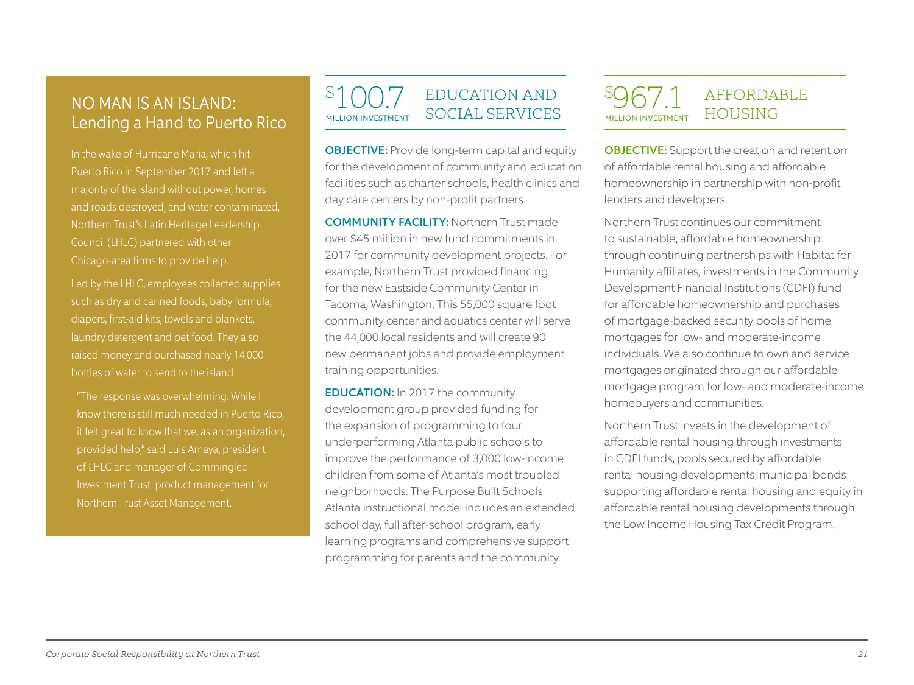## NO MAN IS AN ISLAND: Lending a Hand to Puerto Rico

In the wake of Hurricane Maria, which hit Puerto Rico in September 2017 and left a majority of the island without power, homes and roads destroyed, and water contaminated, Northern Trust's Latin Heritage Leadership Council (LHLC) partnered with other Chicago-area firms to provide help.

Led by the LHLC, employees collected supplies such as dry and canned foods, baby formula, diapers, first-aid kits, towels and blankets, laundry detergent and pet food. They also raised money and purchased nearly 14,000 bottles of water to send to the island.

"The response was overwhelming. While I know there is still much needed in Puerto Rico, it felt great to know that we, as an organization, provided help," said Luis Amaya, president of LHLC and manager of Commingled Investment Trust product management for Northern Trust Asset Management.

## $100.7 MILLION INVESTMENT — EDUCATION AND SOCIAL SERVICES

**OBJECTIVE:** Provide long-term capital and equity for the development of community and education facilities such as charter schools, health clinics and day care centers by non-profit partners.

**COMMUNITY FACILITY:** Northern Trust made over $45 million in new fund commitments in 2017 for community development projects. For example, Northern Trust provided financing for the new Eastside Community Center in Tacoma, Washington. This 55,000 square foot community center and aquatics center will serve the 44,000 local residents and will create 90 new permanent jobs and provide employment training opportunities.

**EDUCATION:** In 2017 the community development group provided funding for the expansion of programming to four underperforming Atlanta public schools to improve the performance of 3,000 low-income children from some of Atlanta's most troubled neighborhoods. The Purpose Built Schools Atlanta instructional model includes an extended school day, full after-school program, early learning programs and comprehensive support programming for parents and the community.

## $967.1 MILLION INVESTMENT — AFFORDABLE HOUSING

**OBJECTIVE:** Support the creation and retention of affordable rental housing and affordable homeownership in partnership with non-profit lenders and developers.

Northern Trust continues our commitment to sustainable, affordable homeownership through continuing partnerships with Habitat for Humanity affiliates, investments in the Community Development Financial Institutions (CDFI) fund for affordable homeownership and purchases of mortgage-backed security pools of home mortgages for low- and moderate-income individuals. We also continue to own and service mortgages originated through our affordable mortgage program for low- and moderate-income homebuyers and communities.

Northern Trust invests in the development of affordable rental housing through investments in CDFI funds, pools secured by affordable rental housing developments, municipal bonds supporting affordable rental housing and equity in affordable rental housing developments through the Low Income Housing Tax Credit Program.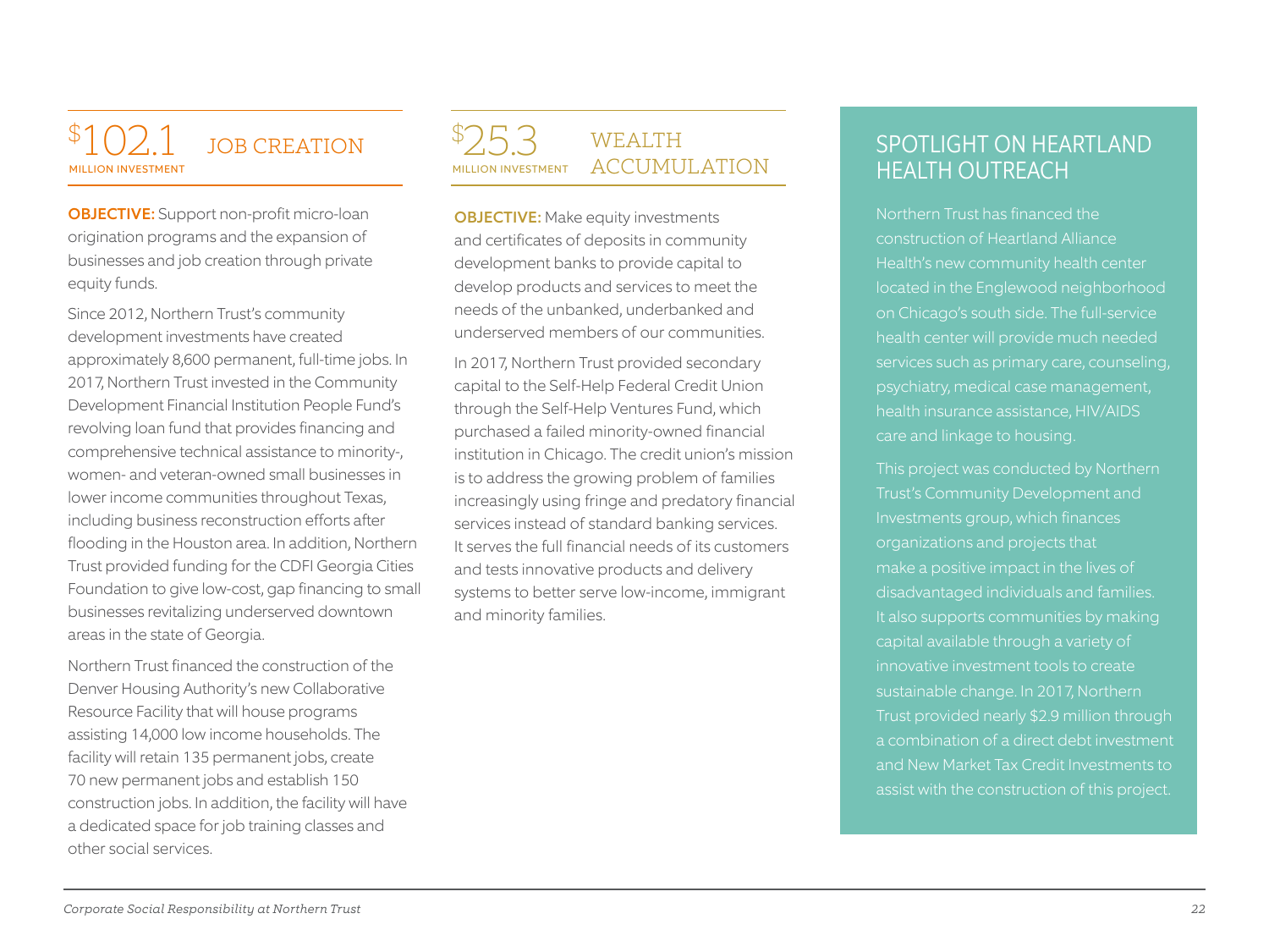## $102.1 MILLION INVESTMENT — JOB CREATION

**OBJECTIVE:** Support non-profit micro-loan origination programs and the expansion of businesses and job creation through private equity funds.

Since 2012, Northern Trust's community development investments have created approximately 8,600 permanent, full-time jobs. In 2017, Northern Trust invested in the Community Development Financial Institution People Fund's revolving loan fund that provides financing and comprehensive technical assistance to minority-, women- and veteran-owned small businesses in lower income communities throughout Texas, including business reconstruction efforts after flooding in the Houston area. In addition, Northern Trust provided funding for the CDFI Georgia Cities Foundation to give low-cost, gap financing to small businesses revitalizing underserved downtown areas in the state of Georgia.

Northern Trust financed the construction of the Denver Housing Authority's new Collaborative Resource Facility that will house programs assisting 14,000 low income households. The facility will retain 135 permanent jobs, create 70 new permanent jobs and establish 150 construction jobs. In addition, the facility will have a dedicated space for job training classes and other social services.

## $25.3 MILLION INVESTMENT — WEALTH ACCUMULATION

**OBJECTIVE:** Make equity investments and certificates of deposits in community development banks to provide capital to develop products and services to meet the needs of the unbanked, underbanked and underserved members of our communities.

In 2017, Northern Trust provided secondary capital to the Self-Help Federal Credit Union through the Self-Help Ventures Fund, which purchased a failed minority-owned financial institution in Chicago. The credit union's mission is to address the growing problem of families increasingly using fringe and predatory financial services instead of standard banking services. It serves the full financial needs of its customers and tests innovative products and delivery systems to better serve low-income, immigrant and minority families.

## SPOTLIGHT ON HEARTLAND HEALTH OUTREACH

Northern Trust has financed the construction of Heartland Alliance Health's new community health center located in the Englewood neighborhood on Chicago's south side. The full-service health center will provide much needed services such as primary care, counseling, psychiatry, medical case management, health insurance assistance, HIV/AIDS care and linkage to housing.

This project was conducted by Northern Trust's Community Development and Investments group, which finances organizations and projects that make a positive impact in the lives of disadvantaged individuals and families. It also supports communities by making capital available through a variety of innovative investment tools to create sustainable change. In 2017, Northern Trust provided nearly $2.9 million through a combination of a direct debt investment and New Market Tax Credit Investments to assist with the construction of this project.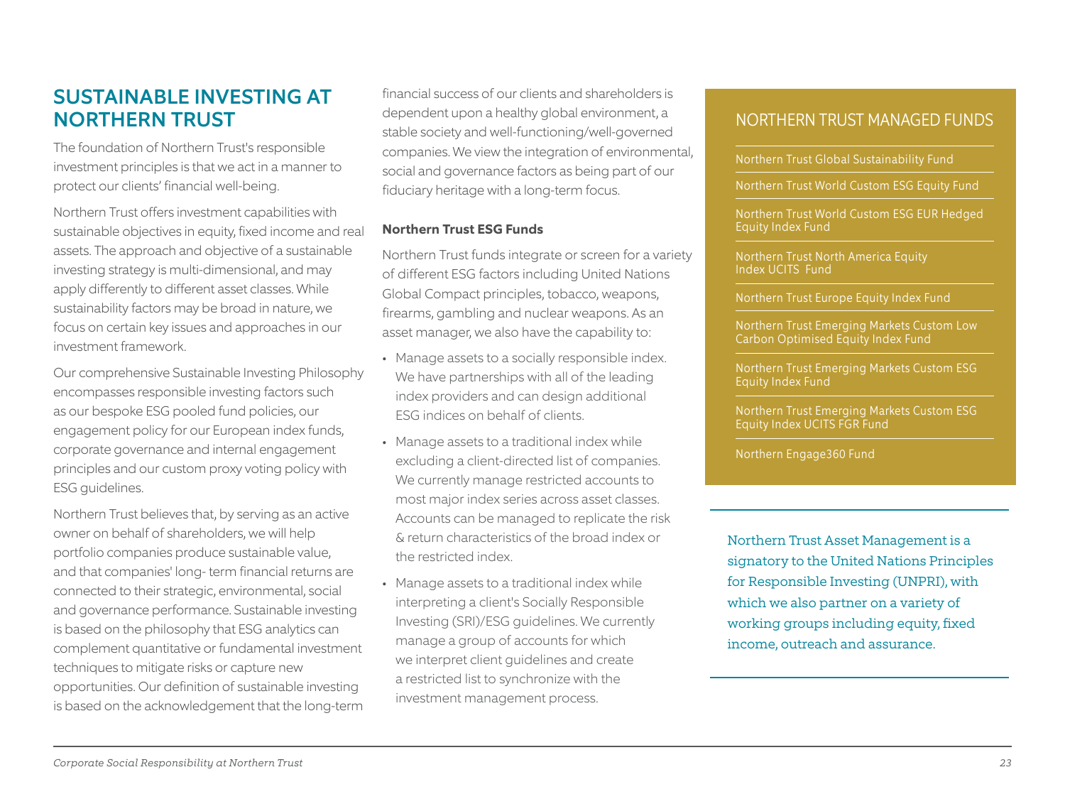## SUSTAINABLE INVESTING AT NORTHERN TRUST

The foundation of Northern Trust's responsible investment principles is that we act in a manner to protect our clients' financial well-being.

Northern Trust offers investment capabilities with sustainable objectives in equity, fixed income and real assets. The approach and objective of a sustainable investing strategy is multi-dimensional, and may apply differently to different asset classes. While sustainability factors may be broad in nature, we focus on certain key issues and approaches in our investment framework.

Our comprehensive Sustainable Investing Philosophy encompasses responsible investing factors such as our bespoke ESG pooled fund policies, our engagement policy for our European index funds, corporate governance and internal engagement principles and our custom proxy voting policy with ESG guidelines.

Northern Trust believes that, by serving as an active owner on behalf of shareholders, we will help portfolio companies produce sustainable value, and that companies' long- term financial returns are connected to their strategic, environmental, social and governance performance. Sustainable investing is based on the philosophy that ESG analytics can complement quantitative or fundamental investment techniques to mitigate risks or capture new opportunities. Our definition of sustainable investing is based on the acknowledgement that the long-term financial success of our clients and shareholders is dependent upon a healthy global environment, a stable society and well-functioning/well-governed companies. We view the integration of environmental, social and governance factors as being part of our fiduciary heritage with a long-term focus.

**Northern Trust ESG Funds**

Northern Trust funds integrate or screen for a variety of different ESG factors including United Nations Global Compact principles, tobacco, weapons, firearms, gambling and nuclear weapons. As an asset manager, we also have the capability to:

- Manage assets to a socially responsible index. We have partnerships with all of the leading index providers and can design additional ESG indices on behalf of clients.
- Manage assets to a traditional index while excluding a client-directed list of companies. We currently manage restricted accounts to most major index series across asset classes. Accounts can be managed to replicate the risk & return characteristics of the broad index or the restricted index.
- Manage assets to a traditional index while interpreting a client's Socially Responsible Investing (SRI)/ESG guidelines. We currently manage a group of accounts for which we interpret client guidelines and create a restricted list to synchronize with the investment management process.

### NORTHERN TRUST MANAGED FUNDS

- Northern Trust Global Sustainability Fund
- Northern Trust World Custom ESG Equity Fund
- Northern Trust World Custom ESG EUR Hedged Equity Index Fund
- Northern Trust North America Equity Index UCITS Fund
- Northern Trust Europe Equity Index Fund
- Northern Trust Emerging Markets Custom Low Carbon Optimised Equity Index Fund
- Northern Trust Emerging Markets Custom ESG Equity Index Fund
- Northern Trust Emerging Markets Custom ESG Equity Index UCITS FGR Fund
- Northern Engage360 Fund

Northern Trust Asset Management is a signatory to the United Nations Principles for Responsible Investing (UNPRI), with which we also partner on a variety of working groups including equity, fixed income, outreach and assurance.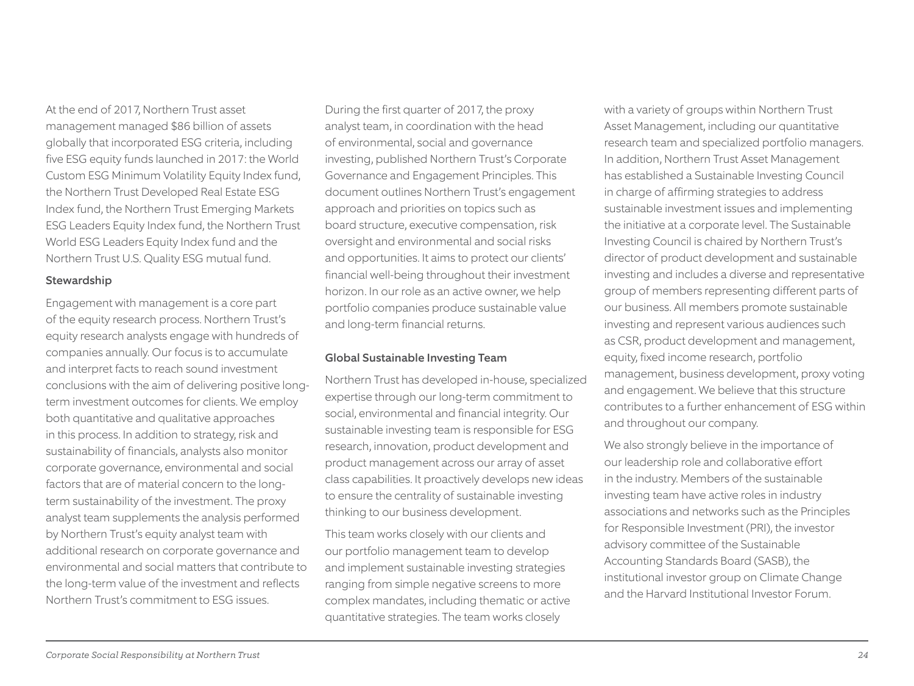At the end of 2017, Northern Trust asset management managed $86 billion of assets globally that incorporated ESG criteria, including five ESG equity funds launched in 2017: the World Custom ESG Minimum Volatility Equity Index fund, the Northern Trust Developed Real Estate ESG Index fund, the Northern Trust Emerging Markets ESG Leaders Equity Index fund, the Northern Trust World ESG Leaders Equity Index fund and the Northern Trust U.S. Quality ESG mutual fund.

### Stewardship

Engagement with management is a core part of the equity research process. Northern Trust's equity research analysts engage with hundreds of companies annually. Our focus is to accumulate and interpret facts to reach sound investment conclusions with the aim of delivering positive long-term investment outcomes for clients. We employ both quantitative and qualitative approaches in this process. In addition to strategy, risk and sustainability of financials, analysts also monitor corporate governance, environmental and social factors that are of material concern to the long-term sustainability of the investment. The proxy analyst team supplements the analysis performed by Northern Trust's equity analyst team with additional research on corporate governance and environmental and social matters that contribute to the long-term value of the investment and reflects Northern Trust's commitment to ESG issues.

During the first quarter of 2017, the proxy analyst team, in coordination with the head of environmental, social and governance investing, published Northern Trust's Corporate Governance and Engagement Principles. This document outlines Northern Trust's engagement approach and priorities on topics such as board structure, executive compensation, risk oversight and environmental and social risks and opportunities. It aims to protect our clients' financial well-being throughout their investment horizon. In our role as an active owner, we help portfolio companies produce sustainable value and long-term financial returns.

### Global Sustainable Investing Team

Northern Trust has developed in-house, specialized expertise through our long-term commitment to social, environmental and financial integrity. Our sustainable investing team is responsible for ESG research, innovation, product development and product management across our array of asset class capabilities. It proactively develops new ideas to ensure the centrality of sustainable investing thinking to our business development.

This team works closely with our clients and our portfolio management team to develop and implement sustainable investing strategies ranging from simple negative screens to more complex mandates, including thematic or active quantitative strategies. The team works closely with a variety of groups within Northern Trust Asset Management, including our quantitative research team and specialized portfolio managers. In addition, Northern Trust Asset Management has established a Sustainable Investing Council in charge of affirming strategies to address sustainable investment issues and implementing the initiative at a corporate level. The Sustainable Investing Council is chaired by Northern Trust's director of product development and sustainable investing and includes a diverse and representative group of members representing different parts of our business. All members promote sustainable investing and represent various audiences such as CSR, product development and management, equity, fixed income research, portfolio management, business development, proxy voting and engagement. We believe that this structure contributes to a further enhancement of ESG within and throughout our company.

We also strongly believe in the importance of our leadership role and collaborative effort in the industry. Members of the sustainable investing team have active roles in industry associations and networks such as the Principles for Responsible Investment (PRI), the investor advisory committee of the Sustainable Accounting Standards Board (SASB), the institutional investor group on Climate Change and the Harvard Institutional Investor Forum.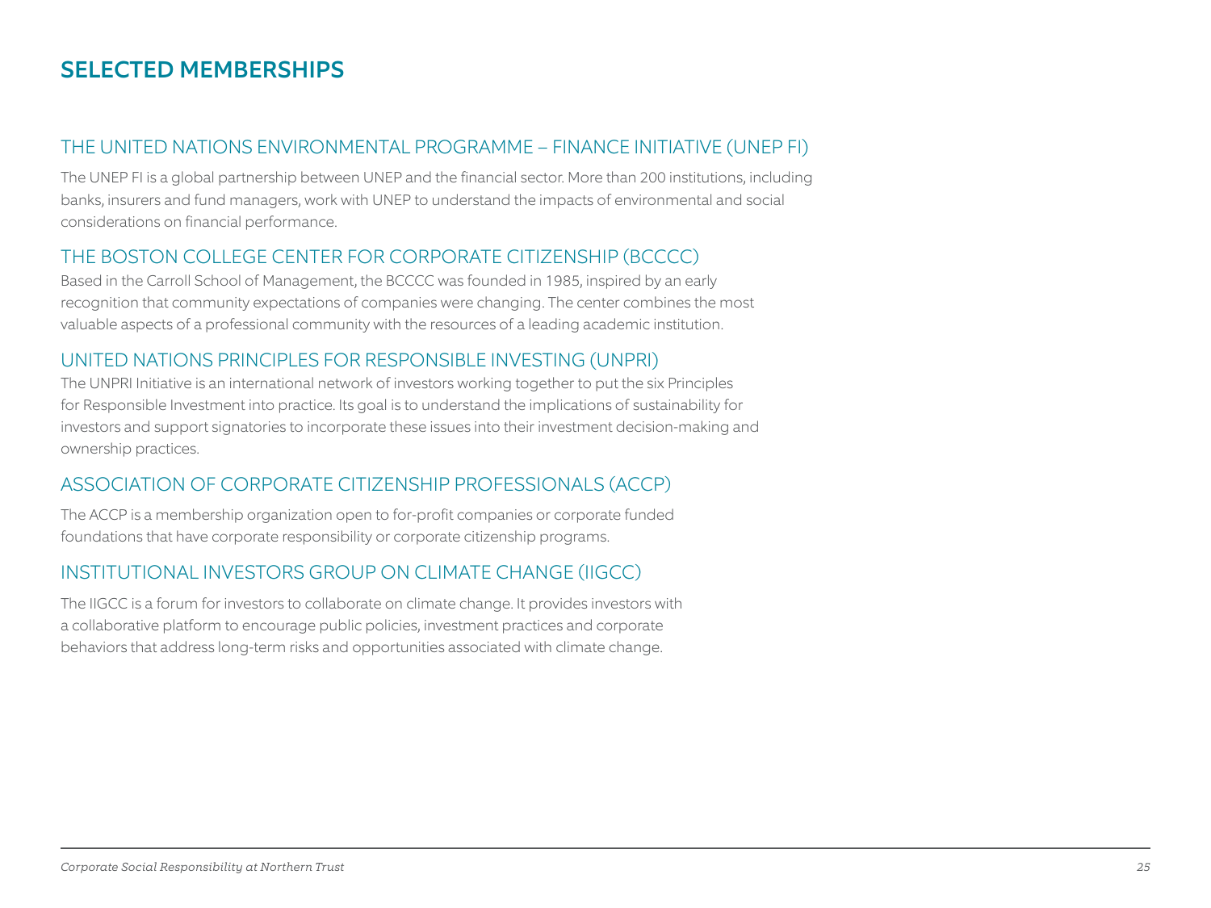# SELECTED MEMBERSHIPS

## THE UNITED NATIONS ENVIRONMENTAL PROGRAMME – FINANCE INITIATIVE (UNEP FI)

The UNEP FI is a global partnership between UNEP and the financial sector. More than 200 institutions, including banks, insurers and fund managers, work with UNEP to understand the impacts of environmental and social considerations on financial performance.

## THE BOSTON COLLEGE CENTER FOR CORPORATE CITIZENSHIP (BCCCC)

Based in the Carroll School of Management, the BCCCC was founded in 1985, inspired by an early recognition that community expectations of companies were changing. The center combines the most valuable aspects of a professional community with the resources of a leading academic institution.

## UNITED NATIONS PRINCIPLES FOR RESPONSIBLE INVESTING (UNPRI)

The UNPRI Initiative is an international network of investors working together to put the six Principles for Responsible Investment into practice. Its goal is to understand the implications of sustainability for investors and support signatories to incorporate these issues into their investment decision-making and ownership practices.

## ASSOCIATION OF CORPORATE CITIZENSHIP PROFESSIONALS (ACCP)

The ACCP is a membership organization open to for-profit companies or corporate funded foundations that have corporate responsibility or corporate citizenship programs.

## INSTITUTIONAL INVESTORS GROUP ON CLIMATE CHANGE (IIGCC)

The IIGCC is a forum for investors to collaborate on climate change. It provides investors with a collaborative platform to encourage public policies, investment practices and corporate behaviors that address long-term risks and opportunities associated with climate change.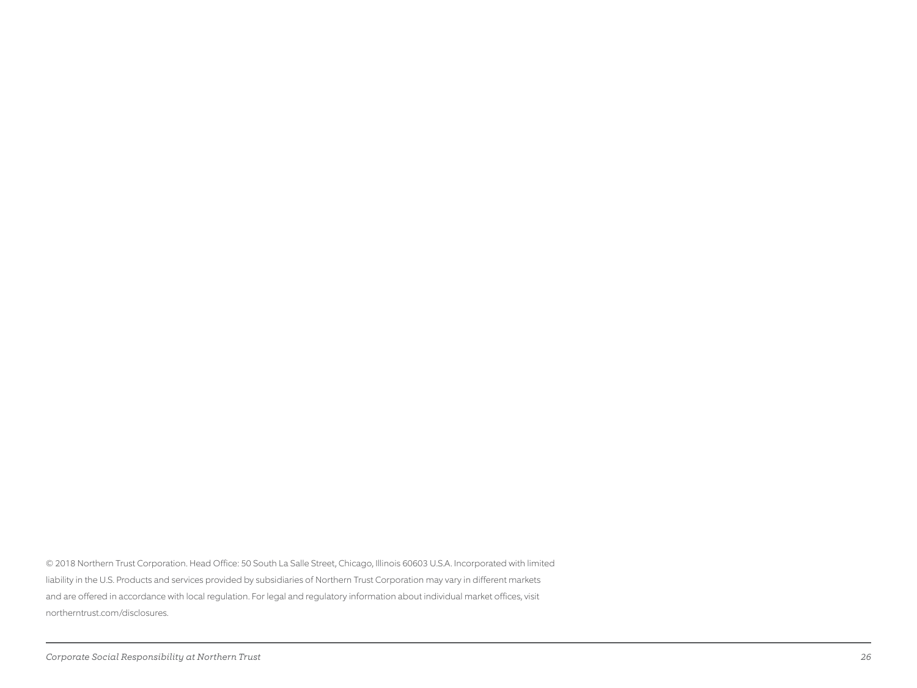© 2018 Northern Trust Corporation. Head Office: 50 South La Salle Street, Chicago, Illinois 60603 U.S.A. Incorporated with limited liability in the U.S. Products and services provided by subsidiaries of Northern Trust Corporation may vary in different markets and are offered in accordance with local regulation. For legal and regulatory information about individual market offices, visit northerntrust.com/disclosures.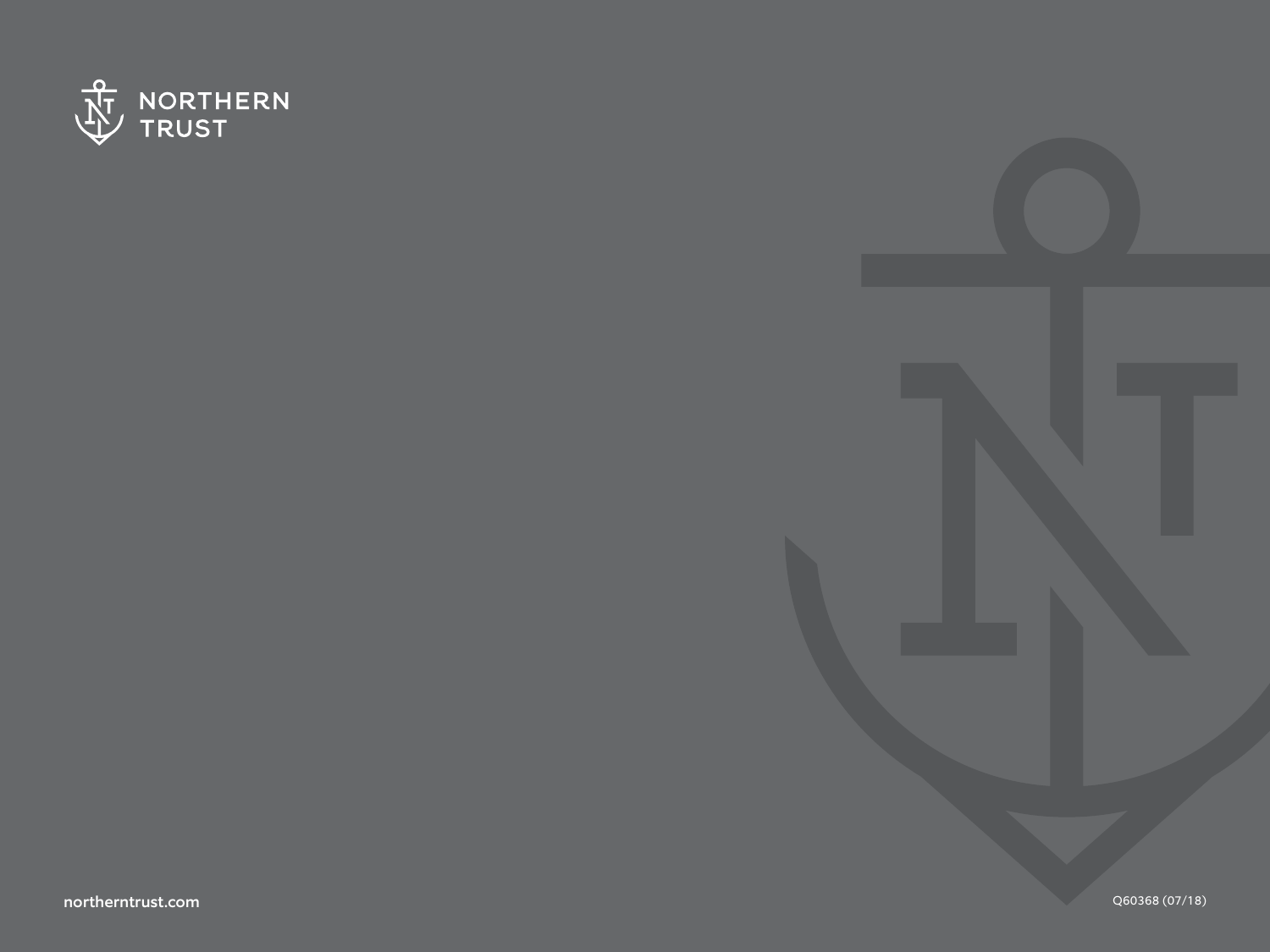NORTHERN TRUST

northerntrust.com

Q60368 (07/18)